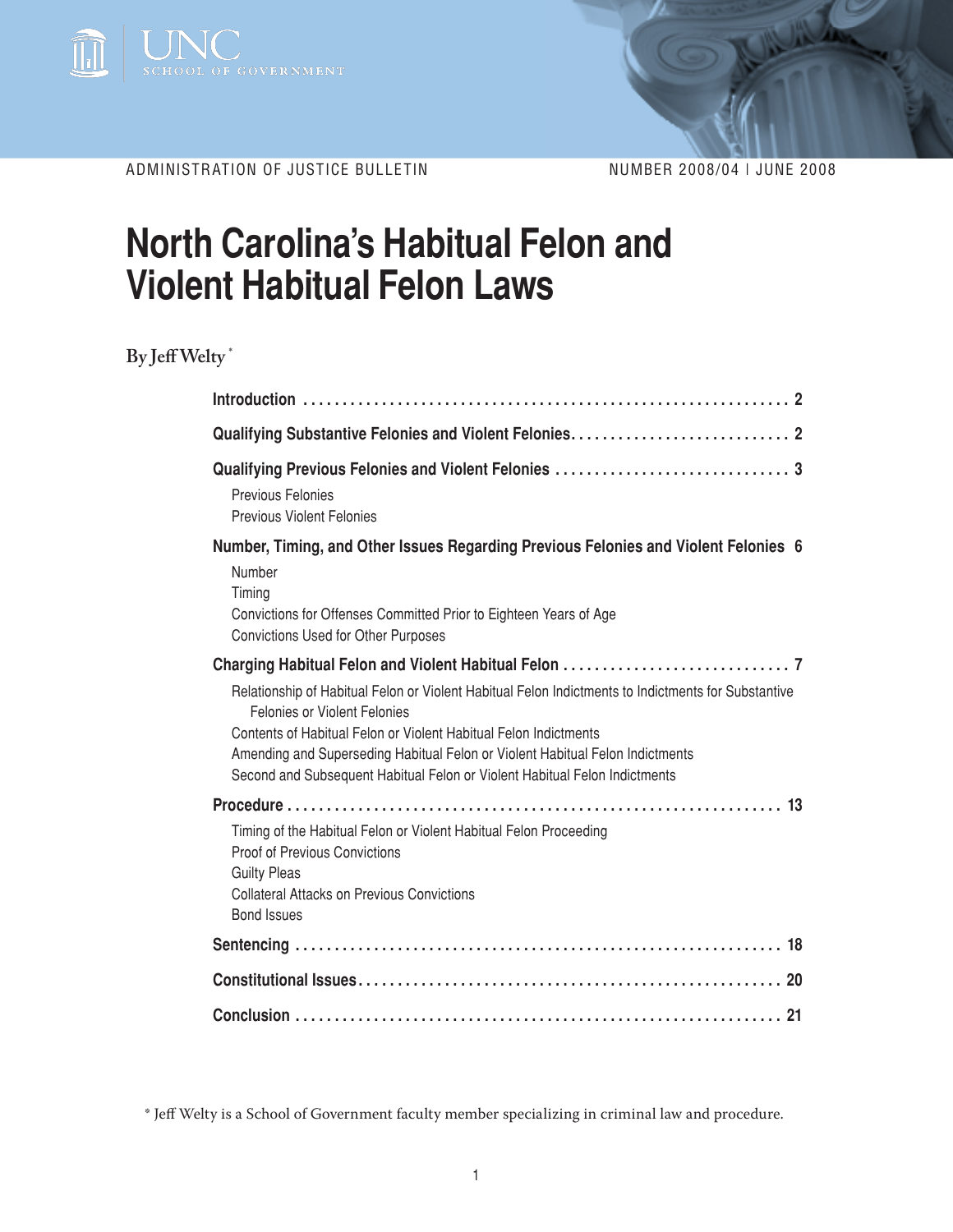UNC SCHOOL OF GOVERNMENT

ADMINISTRATION OF JUSTICE BULLETIN

NUMBER 2008/04 | JUNE 2008

# North Carolina's Habitual Felon and Violent Habitual Felon Laws

By Jeff Welty[*]

- **Introduction** . . . . . . . . . . . . . . . . . . . . . . . . . . . . . . . . . . . . . . . . . . . . . . . . . . . . . . . . . . . . . . 2
- **Qualifying Substantive Felonies and Violent Felonies** . . . . . . . . . . . . . . . . . . . . . . . . . . . . 2
- **Qualifying Previous Felonies and Violent Felonies** . . . . . . . . . . . . . . . . . . . . . . . . . . . . . 3
  - Previous Felonies
  - Previous Violent Felonies
- **Number, Timing, and Other Issues Regarding Previous Felonies and Violent Felonies** 6
  - Number
  - Timing
  - Convictions for Offenses Committed Prior to Eighteen Years of Age
  - Convictions Used for Other Purposes
- **Charging Habitual Felon and Violent Habitual Felon** . . . . . . . . . . . . . . . . . . . . . . . . . . . . . 7
  - Relationship of Habitual Felon or Violent Habitual Felon Indictments to Indictments for Substantive Felonies or Violent Felonies
  - Contents of Habitual Felon or Violent Habitual Felon Indictments
  - Amending and Superseding Habitual Felon or Violent Habitual Felon Indictments
  - Second and Subsequent Habitual Felon or Violent Habitual Felon Indictments
- **Procedure** . . . . . . . . . . . . . . . . . . . . . . . . . . . . . . . . . . . . . . . . . . . . . . . . . . . . . . . . . . . . . . . . . 13
  - Timing of the Habitual Felon or Violent Habitual Felon Proceeding
  - Proof of Previous Convictions
  - Guilty Pleas
  - Collateral Attacks on Previous Convictions
  - Bond Issues
- **Sentencing** . . . . . . . . . . . . . . . . . . . . . . . . . . . . . . . . . . . . . . . . . . . . . . . . . . . . . . . . . . . . . . . 18
- **Constitutional Issues** . . . . . . . . . . . . . . . . . . . . . . . . . . . . . . . . . . . . . . . . . . . . . . . . . . . . . . 20
- **Conclusion** . . . . . . . . . . . . . . . . . . . . . . . . . . . . . . . . . . . . . . . . . . . . . . . . . . . . . . . . . . . . . . . 21

[*] Jeff Welty is a School of Government faculty member specializing in criminal law and procedure.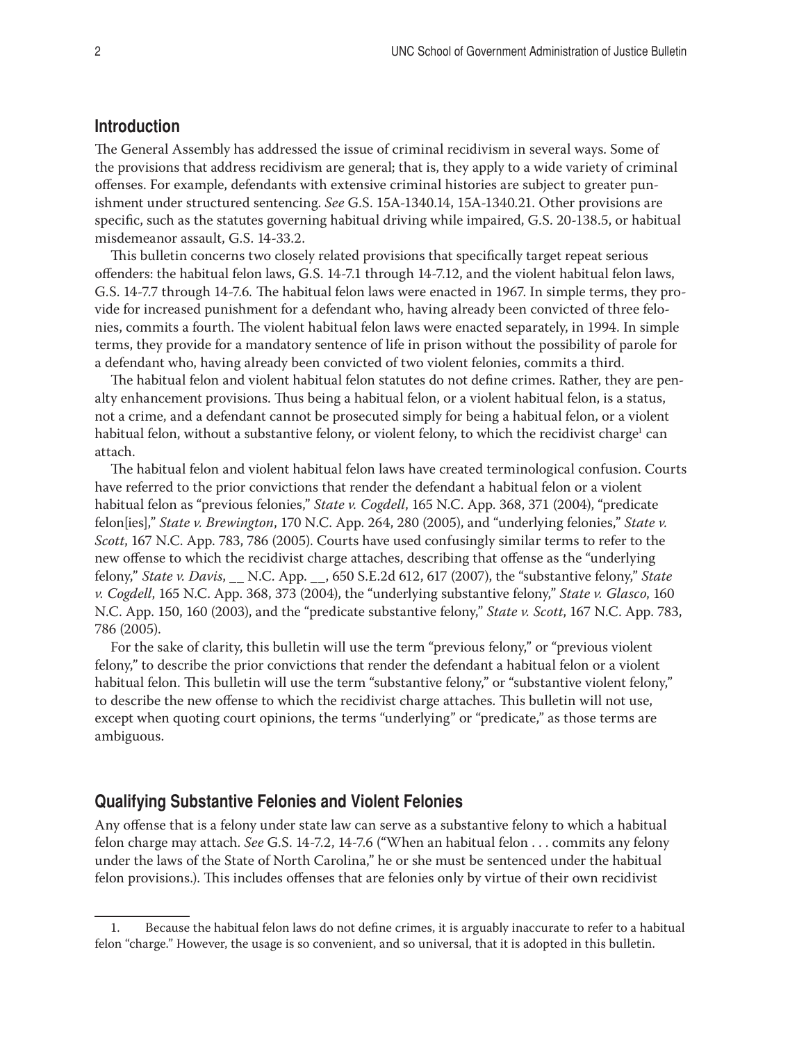## Introduction

The General Assembly has addressed the issue of criminal recidivism in several ways. Some of the provisions that address recidivism are general; that is, they apply to a wide variety of criminal offenses. For example, defendants with extensive criminal histories are subject to greater punishment under structured sentencing. *See* G.S. 15A-1340.14, 15A-1340.21. Other provisions are specific, such as the statutes governing habitual driving while impaired, G.S. 20-138.5, or habitual misdemeanor assault, G.S. 14-33.2.

This bulletin concerns two closely related provisions that specifically target repeat serious offenders: the habitual felon laws, G.S. 14-7.1 through 14-7.12, and the violent habitual felon laws, G.S. 14-7.7 through 14-7.6. The habitual felon laws were enacted in 1967. In simple terms, they provide for increased punishment for a defendant who, having already been convicted of three felonies, commits a fourth. The violent habitual felon laws were enacted separately, in 1994. In simple terms, they provide for a mandatory sentence of life in prison without the possibility of parole for a defendant who, having already been convicted of two violent felonies, commits a third.

The habitual felon and violent habitual felon statutes do not define crimes. Rather, they are penalty enhancement provisions. Thus being a habitual felon, or a violent habitual felon, is a status, not a crime, and a defendant cannot be prosecuted simply for being a habitual felon, or a violent habitual felon, without a substantive felony, or violent felony, to which the recidivist charge[1] can attach.

The habitual felon and violent habitual felon laws have created terminological confusion. Courts have referred to the prior convictions that render the defendant a habitual felon or a violent habitual felon as "previous felonies," *State v. Cogdell*, 165 N.C. App. 368, 371 (2004), "predicate felon[ies]," *State v. Brewington*, 170 N.C. App. 264, 280 (2005), and "underlying felonies," *State v. Scott*, 167 N.C. App. 783, 786 (2005). Courts have used confusingly similar terms to refer to the new offense to which the recidivist charge attaches, describing that offense as the "underlying felony," *State v. Davis*, __ N.C. App. __, 650 S.E.2d 612, 617 (2007), the "substantive felony," *State v. Cogdell*, 165 N.C. App. 368, 373 (2004), the "underlying substantive felony," *State v. Glasco*, 160 N.C. App. 150, 160 (2003), and the "predicate substantive felony," *State v. Scott*, 167 N.C. App. 783, 786 (2005).

For the sake of clarity, this bulletin will use the term "previous felony," or "previous violent felony," to describe the prior convictions that render the defendant a habitual felon or a violent habitual felon. This bulletin will use the term "substantive felony," or "substantive violent felony," to describe the new offense to which the recidivist charge attaches. This bulletin will not use, except when quoting court opinions, the terms "underlying" or "predicate," as those terms are ambiguous.

## Qualifying Substantive Felonies and Violent Felonies

Any offense that is a felony under state law can serve as a substantive felony to which a habitual felon charge may attach. *See* G.S. 14-7.2, 14-7.6 ("When an habitual felon . . . commits any felony under the laws of the State of North Carolina," he or she must be sentenced under the habitual felon provisions.). This includes offenses that are felonies only by virtue of their own recidivist

1. Because the habitual felon laws do not define crimes, it is arguably inaccurate to refer to a habitual felon "charge." However, the usage is so convenient, and so universal, that it is adopted in this bulletin.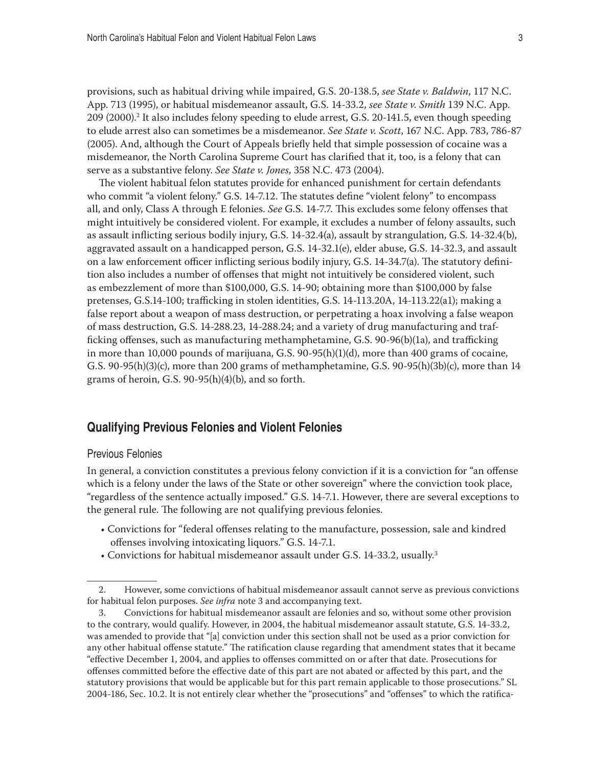provisions, such as habitual driving while impaired, G.S. 20-138.5, *see State v. Baldwin*, 117 N.C. App. 713 (1995), or habitual misdemeanor assault, G.S. 14-33.2, *see State v. Smith* 139 N.C. App. 209 (2000).[2] It also includes felony speeding to elude arrest, G.S. 20-141.5, even though speeding to elude arrest also can sometimes be a misdemeanor. *See State v. Scott*, 167 N.C. App. 783, 786-87 (2005). And, although the Court of Appeals briefly held that simple possession of cocaine was a misdemeanor, the North Carolina Supreme Court has clarified that it, too, is a felony that can serve as a substantive felony. *See State v. Jones*, 358 N.C. 473 (2004).

The violent habitual felon statutes provide for enhanced punishment for certain defendants who commit "a violent felony." G.S. 14-7.12. The statutes define "violent felony" to encompass all, and only, Class A through E felonies. *See* G.S. 14-7.7. This excludes some felony offenses that might intuitively be considered violent. For example, it excludes a number of felony assaults, such as assault inflicting serious bodily injury, G.S. 14-32.4(a), assault by strangulation, G.S. 14-32.4(b), aggravated assault on a handicapped person, G.S. 14-32.1(e), elder abuse, G.S. 14-32.3, and assault on a law enforcement officer inflicting serious bodily injury, G.S. 14-34.7(a). The statutory definition also includes a number of offenses that might not intuitively be considered violent, such as embezzlement of more than $100,000, G.S. 14-90; obtaining more than $100,000 by false pretenses, G.S.14-100; trafficking in stolen identities, G.S. 14-113.20A, 14-113.22(a1); making a false report about a weapon of mass destruction, or perpetrating a hoax involving a false weapon of mass destruction, G.S. 14-288.23, 14-288.24; and a variety of drug manufacturing and trafficking offenses, such as manufacturing methamphetamine, G.S. 90-96(b)(1a), and trafficking in more than 10,000 pounds of marijuana, G.S. 90-95(h)(1)(d), more than 400 grams of cocaine, G.S. 90-95(h)(3)(c), more than 200 grams of methamphetamine, G.S. 90-95(h)(3b)(c), more than 14 grams of heroin, G.S. 90-95(h)(4)(b), and so forth.

## Qualifying Previous Felonies and Violent Felonies

### Previous Felonies

In general, a conviction constitutes a previous felony conviction if it is a conviction for "an offense which is a felony under the laws of the State or other sovereign" where the conviction took place, "regardless of the sentence actually imposed." G.S. 14-7.1. However, there are several exceptions to the general rule. The following are not qualifying previous felonies.

- Convictions for "federal offenses relating to the manufacture, possession, sale and kindred offenses involving intoxicating liquors." G.S. 14-7.1.
- Convictions for habitual misdemeanor assault under G.S. 14-33.2, usually.[3]

---

2. However, some convictions of habitual misdemeanor assault cannot serve as previous convictions for habitual felon purposes. *See infra* note 3 and accompanying text.

3. Convictions for habitual misdemeanor assault are felonies and so, without some other provision to the contrary, would qualify. However, in 2004, the habitual misdemeanor assault statute, G.S. 14-33.2, was amended to provide that "[a] conviction under this section shall not be used as a prior conviction for any other habitual offense statute." The ratification clause regarding that amendment states that it became "effective December 1, 2004, and applies to offenses committed on or after that date. Prosecutions for offenses committed before the effective date of this part are not abated or affected by this part, and the statutory provisions that would be applicable but for this part remain applicable to those prosecutions." SL 2004-186, Sec. 10.2. It is not entirely clear whether the "prosecutions" and "offenses" to which the ratifica-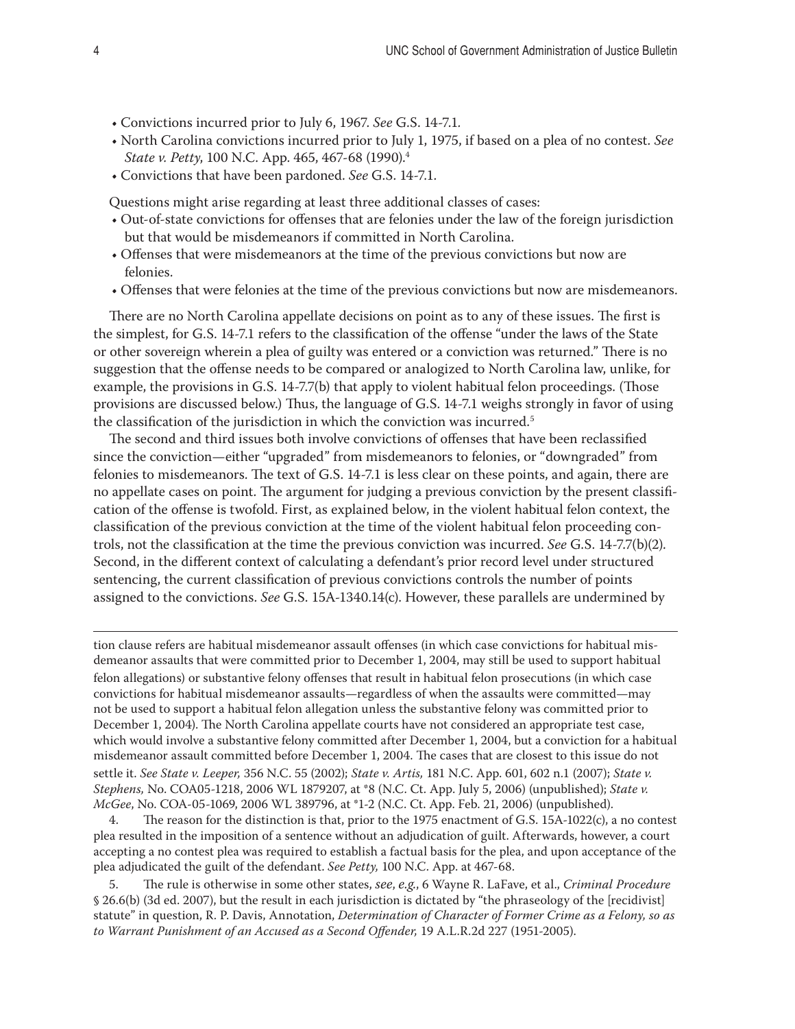- Convictions incurred prior to July 6, 1967. *See* G.S. 14-7.1.
- North Carolina convictions incurred prior to July 1, 1975, if based on a plea of no contest. *See State v. Petty*, 100 N.C. App. 465, 467-68 (1990).[4]
- Convictions that have been pardoned. *See* G.S. 14-7.1.

Questions might arise regarding at least three additional classes of cases:

- Out-of-state convictions for offenses that are felonies under the law of the foreign jurisdiction but that would be misdemeanors if committed in North Carolina.
- Offenses that were misdemeanors at the time of the previous convictions but now are felonies.
- Offenses that were felonies at the time of the previous convictions but now are misdemeanors.

There are no North Carolina appellate decisions on point as to any of these issues. The first is the simplest, for G.S. 14-7.1 refers to the classification of the offense "under the laws of the State or other sovereign wherein a plea of guilty was entered or a conviction was returned." There is no suggestion that the offense needs to be compared or analogized to North Carolina law, unlike, for example, the provisions in G.S. 14-7.7(b) that apply to violent habitual felon proceedings. (Those provisions are discussed below.) Thus, the language of G.S. 14-7.1 weighs strongly in favor of using the classification of the jurisdiction in which the conviction was incurred.[5]

The second and third issues both involve convictions of offenses that have been reclassified since the conviction—either "upgraded" from misdemeanors to felonies, or "downgraded" from felonies to misdemeanors. The text of G.S. 14-7.1 is less clear on these points, and again, there are no appellate cases on point. The argument for judging a previous conviction by the present classification of the offense is twofold. First, as explained below, in the violent habitual felon context, the classification of the previous conviction at the time of the violent habitual felon proceeding controls, not the classification at the time the previous conviction was incurred. *See* G.S. 14-7.7(b)(2). Second, in the different context of calculating a defendant's prior record level under structured sentencing, the current classification of previous convictions controls the number of points assigned to the convictions. *See* G.S. 15A-1340.14(c). However, these parallels are undermined by

---

tion clause refers are habitual misdemeanor assault offenses (in which case convictions for habitual misdemeanor assaults that were committed prior to December 1, 2004, may still be used to support habitual felon allegations) or substantive felony offenses that result in habitual felon prosecutions (in which case convictions for habitual misdemeanor assaults—regardless of when the assaults were committed—may not be used to support a habitual felon allegation unless the substantive felony was committed prior to December 1, 2004). The North Carolina appellate courts have not considered an appropriate test case, which would involve a substantive felony committed after December 1, 2004, but a conviction for a habitual misdemeanor assault committed before December 1, 2004. The cases that are closest to this issue do not settle it. *See State v. Leeper,* 356 N.C. 55 (2002); *State v. Artis,* 181 N.C. App. 601, 602 n.1 (2007); *State v. Stephens,* No. COA05-1218, 2006 WL 1879207, at *8 (N.C. Ct. App. July 5, 2006) (unpublished); *State v. McGee*, No. COA-05-1069, 2006 WL 389796, at *1-2 (N.C. Ct. App. Feb. 21, 2006) (unpublished).

4. The reason for the distinction is that, prior to the 1975 enactment of G.S. 15A-1022(c), a no contest plea resulted in the imposition of a sentence without an adjudication of guilt. Afterwards, however, a court accepting a no contest plea was required to establish a factual basis for the plea, and upon acceptance of the plea adjudicated the guilt of the defendant. *See Petty,* 100 N.C. App. at 467-68.

5. The rule is otherwise in some other states, *see*, *e.g.*, 6 Wayne R. LaFave, et al., *Criminal Procedure* § 26.6(b) (3d ed. 2007), but the result in each jurisdiction is dictated by "the phraseology of the [recidivist] statute" in question, R. P. Davis, Annotation, *Determination of Character of Former Crime as a Felony, so as to Warrant Punishment of an Accused as a Second Offender,* 19 A.L.R.2d 227 (1951-2005).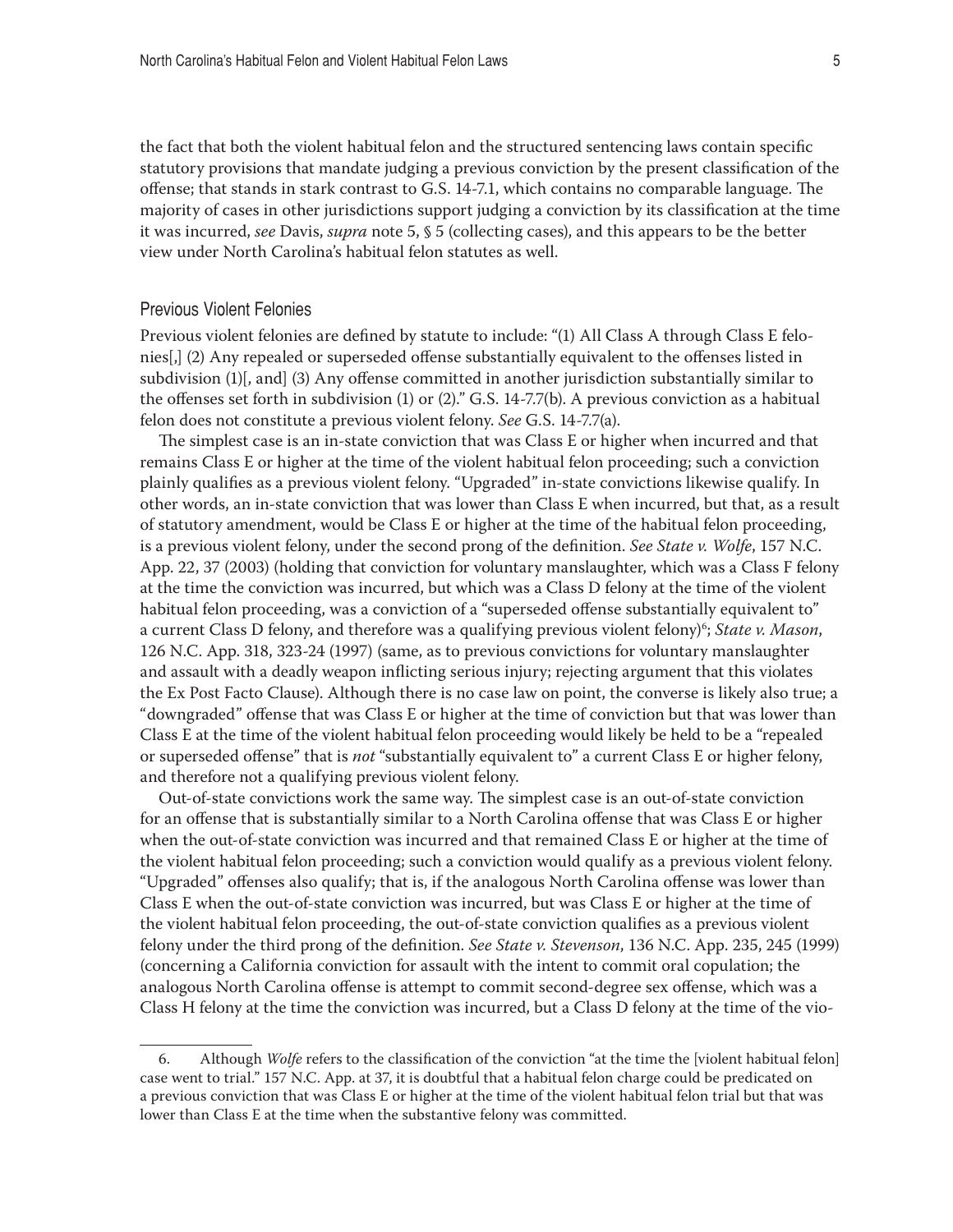the fact that both the violent habitual felon and the structured sentencing laws contain specific statutory provisions that mandate judging a previous conviction by the present classification of the offense; that stands in stark contrast to G.S. 14-7.1, which contains no comparable language. The majority of cases in other jurisdictions support judging a conviction by its classification at the time it was incurred, *see* Davis, *supra* note 5, § 5 (collecting cases), and this appears to be the better view under North Carolina's habitual felon statutes as well.

### Previous Violent Felonies

Previous violent felonies are defined by statute to include: "(1) All Class A through Class E felonies[,] (2) Any repealed or superseded offense substantially equivalent to the offenses listed in subdivision (1)[, and] (3) Any offense committed in another jurisdiction substantially similar to the offenses set forth in subdivision (1) or (2)." G.S. 14-7.7(b). A previous conviction as a habitual felon does not constitute a previous violent felony. *See* G.S. 14-7.7(a).

The simplest case is an in-state conviction that was Class E or higher when incurred and that remains Class E or higher at the time of the violent habitual felon proceeding; such a conviction plainly qualifies as a previous violent felony. "Upgraded" in-state convictions likewise qualify. In other words, an in-state conviction that was lower than Class E when incurred, but that, as a result of statutory amendment, would be Class E or higher at the time of the habitual felon proceeding, is a previous violent felony, under the second prong of the definition. *See State v. Wolfe*, 157 N.C. App. 22, 37 (2003) (holding that conviction for voluntary manslaughter, which was a Class F felony at the time the conviction was incurred, but which was a Class D felony at the time of the violent habitual felon proceeding, was a conviction of a "superseded offense substantially equivalent to" a current Class D felony, and therefore was a qualifying previous violent felony)[6]; *State v. Mason*, 126 N.C. App. 318, 323-24 (1997) (same, as to previous convictions for voluntary manslaughter and assault with a deadly weapon inflicting serious injury; rejecting argument that this violates the Ex Post Facto Clause). Although there is no case law on point, the converse is likely also true; a "downgraded" offense that was Class E or higher at the time of conviction but that was lower than Class E at the time of the violent habitual felon proceeding would likely be held to be a "repealed or superseded offense" that is *not* "substantially equivalent to" a current Class E or higher felony, and therefore not a qualifying previous violent felony.

Out-of-state convictions work the same way. The simplest case is an out-of-state conviction for an offense that is substantially similar to a North Carolina offense that was Class E or higher when the out-of-state conviction was incurred and that remained Class E or higher at the time of the violent habitual felon proceeding; such a conviction would qualify as a previous violent felony. "Upgraded" offenses also qualify; that is, if the analogous North Carolina offense was lower than Class E when the out-of-state conviction was incurred, but was Class E or higher at the time of the violent habitual felon proceeding, the out-of-state conviction qualifies as a previous violent felony under the third prong of the definition. *See State v. Stevenson*, 136 N.C. App. 235, 245 (1999) (concerning a California conviction for assault with the intent to commit oral copulation; the analogous North Carolina offense is attempt to commit second-degree sex offense, which was a Class H felony at the time the conviction was incurred, but a Class D felony at the time of the vio-

---

6. Although *Wolfe* refers to the classification of the conviction "at the time the [violent habitual felon] case went to trial." 157 N.C. App. at 37, it is doubtful that a habitual felon charge could be predicated on a previous conviction that was Class E or higher at the time of the violent habitual felon trial but that was lower than Class E at the time when the substantive felony was committed.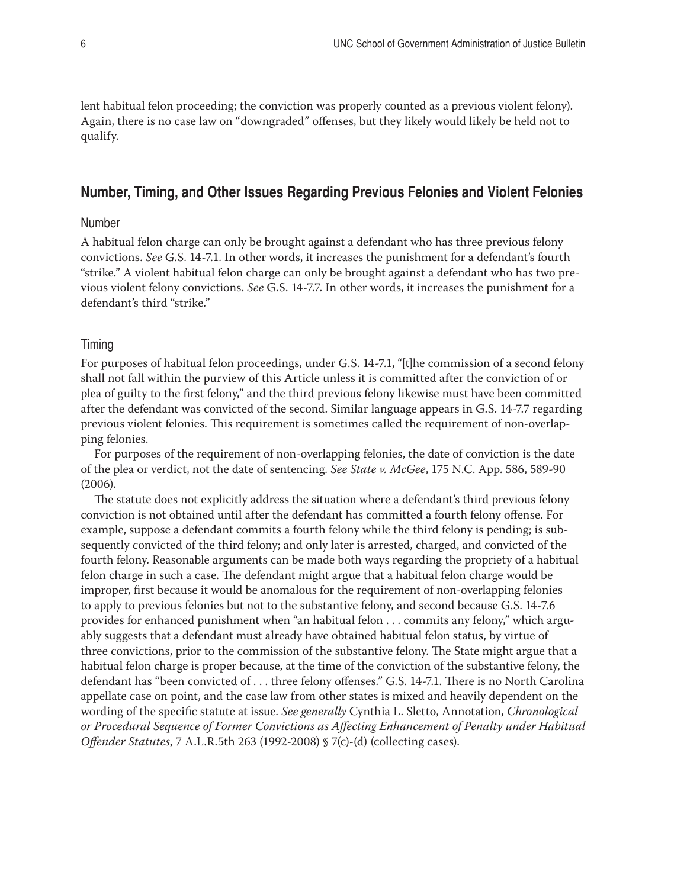lent habitual felon proceeding; the conviction was properly counted as a previous violent felony). Again, there is no case law on "downgraded" offenses, but they likely would likely be held not to qualify.

## Number, Timing, and Other Issues Regarding Previous Felonies and Violent Felonies

### Number

A habitual felon charge can only be brought against a defendant who has three previous felony convictions. *See* G.S. 14-7.1. In other words, it increases the punishment for a defendant's fourth "strike." A violent habitual felon charge can only be brought against a defendant who has two previous violent felony convictions. *See* G.S. 14-7.7. In other words, it increases the punishment for a defendant's third "strike."

### Timing

For purposes of habitual felon proceedings, under G.S. 14-7.1, "[t]he commission of a second felony shall not fall within the purview of this Article unless it is committed after the conviction of or plea of guilty to the first felony," and the third previous felony likewise must have been committed after the defendant was convicted of the second. Similar language appears in G.S. 14-7.7 regarding previous violent felonies. This requirement is sometimes called the requirement of non-overlapping felonies.

For purposes of the requirement of non-overlapping felonies, the date of conviction is the date of the plea or verdict, not the date of sentencing. *See State v. McGee*, 175 N.C. App. 586, 589-90 (2006).

The statute does not explicitly address the situation where a defendant's third previous felony conviction is not obtained until after the defendant has committed a fourth felony offense. For example, suppose a defendant commits a fourth felony while the third felony is pending; is subsequently convicted of the third felony; and only later is arrested, charged, and convicted of the fourth felony. Reasonable arguments can be made both ways regarding the propriety of a habitual felon charge in such a case. The defendant might argue that a habitual felon charge would be improper, first because it would be anomalous for the requirement of non-overlapping felonies to apply to previous felonies but not to the substantive felony, and second because G.S. 14-7.6 provides for enhanced punishment when "an habitual felon . . . commits any felony," which arguably suggests that a defendant must already have obtained habitual felon status, by virtue of three convictions, prior to the commission of the substantive felony. The State might argue that a habitual felon charge is proper because, at the time of the conviction of the substantive felony, the defendant has "been convicted of . . . three felony offenses." G.S. 14-7.1. There is no North Carolina appellate case on point, and the case law from other states is mixed and heavily dependent on the wording of the specific statute at issue. *See generally* Cynthia L. Sletto, Annotation, *Chronological or Procedural Sequence of Former Convictions as Affecting Enhancement of Penalty under Habitual Offender Statutes*, 7 A.L.R.5th 263 (1992-2008) § 7(c)-(d) (collecting cases).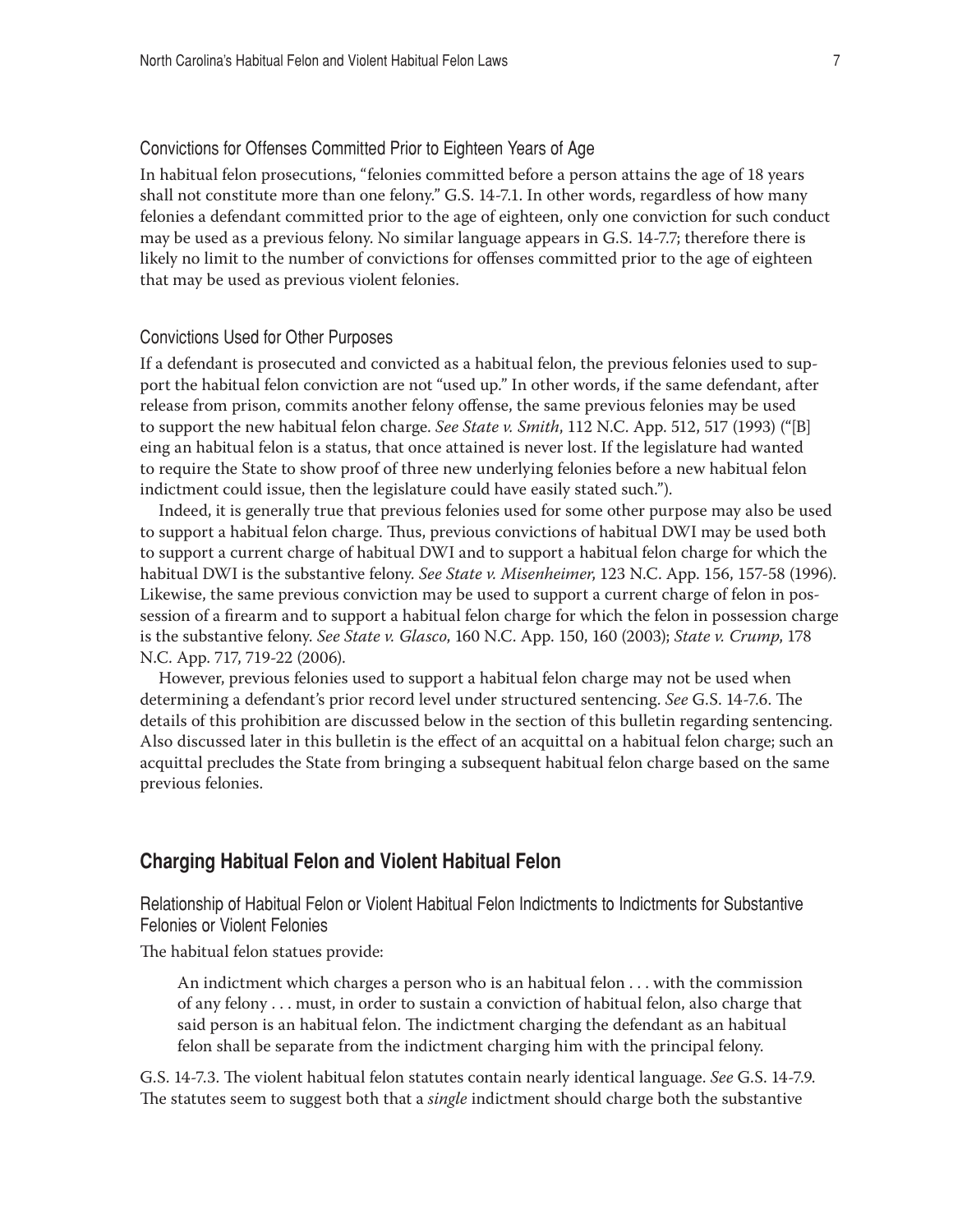### Convictions for Offenses Committed Prior to Eighteen Years of Age

In habitual felon prosecutions, "felonies committed before a person attains the age of 18 years shall not constitute more than one felony." G.S. 14-7.1. In other words, regardless of how many felonies a defendant committed prior to the age of eighteen, only one conviction for such conduct may be used as a previous felony. No similar language appears in G.S. 14-7.7; therefore there is likely no limit to the number of convictions for offenses committed prior to the age of eighteen that may be used as previous violent felonies.

### Convictions Used for Other Purposes

If a defendant is prosecuted and convicted as a habitual felon, the previous felonies used to support the habitual felon conviction are not "used up." In other words, if the same defendant, after release from prison, commits another felony offense, the same previous felonies may be used to support the new habitual felon charge. *See State v. Smith*, 112 N.C. App. 512, 517 (1993) ("[B]eing an habitual felon is a status, that once attained is never lost. If the legislature had wanted to require the State to show proof of three new underlying felonies before a new habitual felon indictment could issue, then the legislature could have easily stated such.").

Indeed, it is generally true that previous felonies used for some other purpose may also be used to support a habitual felon charge. Thus, previous convictions of habitual DWI may be used both to support a current charge of habitual DWI and to support a habitual felon charge for which the habitual DWI is the substantive felony. *See State v. Misenheimer*, 123 N.C. App. 156, 157-58 (1996). Likewise, the same previous conviction may be used to support a current charge of felon in possession of a firearm and to support a habitual felon charge for which the felon in possession charge is the substantive felony. *See State v. Glasco*, 160 N.C. App. 150, 160 (2003); *State v. Crump*, 178 N.C. App. 717, 719-22 (2006).

However, previous felonies used to support a habitual felon charge may not be used when determining a defendant's prior record level under structured sentencing. *See* G.S. 14-7.6. The details of this prohibition are discussed below in the section of this bulletin regarding sentencing. Also discussed later in this bulletin is the effect of an acquittal on a habitual felon charge; such an acquittal precludes the State from bringing a subsequent habitual felon charge based on the same previous felonies.

## Charging Habitual Felon and Violent Habitual Felon

### Relationship of Habitual Felon or Violent Habitual Felon Indictments to Indictments for Substantive Felonies or Violent Felonies

The habitual felon statues provide:

> An indictment which charges a person who is an habitual felon . . . with the commission of any felony . . . must, in order to sustain a conviction of habitual felon, also charge that said person is an habitual felon. The indictment charging the defendant as an habitual felon shall be separate from the indictment charging him with the principal felony.

G.S. 14-7.3. The violent habitual felon statutes contain nearly identical language. *See* G.S. 14-7.9. The statutes seem to suggest both that a *single* indictment should charge both the substantive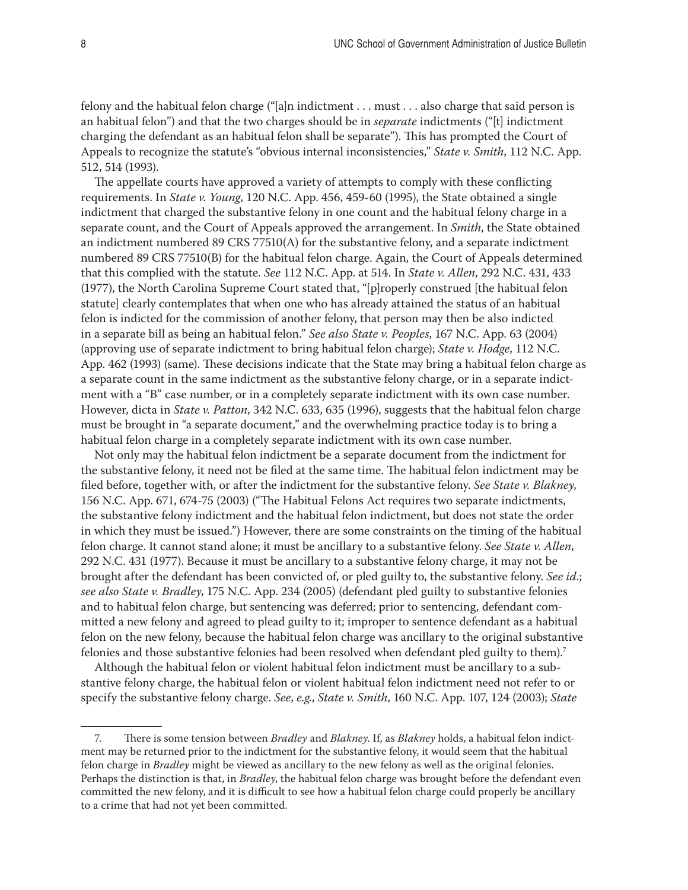felony and the habitual felon charge ("[a]n indictment . . . must . . . also charge that said person is an habitual felon") and that the two charges should be in *separate* indictments ("[t] indictment charging the defendant as an habitual felon shall be separate"). This has prompted the Court of Appeals to recognize the statute's "obvious internal inconsistencies," *State v. Smith*, 112 N.C. App. 512, 514 (1993).

The appellate courts have approved a variety of attempts to comply with these conflicting requirements. In *State v. Young*, 120 N.C. App. 456, 459-60 (1995), the State obtained a single indictment that charged the substantive felony in one count and the habitual felony charge in a separate count, and the Court of Appeals approved the arrangement. In *Smith*, the State obtained an indictment numbered 89 CRS 77510(A) for the substantive felony, and a separate indictment numbered 89 CRS 77510(B) for the habitual felon charge. Again, the Court of Appeals determined that this complied with the statute. *See* 112 N.C. App. at 514. In *State v. Allen*, 292 N.C. 431, 433 (1977), the North Carolina Supreme Court stated that, "[p]roperly construed [the habitual felon statute] clearly contemplates that when one who has already attained the status of an habitual felon is indicted for the commission of another felony, that person may then be also indicted in a separate bill as being an habitual felon." *See also State v. Peoples*, 167 N.C. App. 63 (2004) (approving use of separate indictment to bring habitual felon charge); *State v. Hodge*, 112 N.C. App. 462 (1993) (same). These decisions indicate that the State may bring a habitual felon charge as a separate count in the same indictment as the substantive felony charge, or in a separate indictment with a "B" case number, or in a completely separate indictment with its own case number. However, dicta in *State v. Patton*, 342 N.C. 633, 635 (1996), suggests that the habitual felon charge must be brought in "a separate document," and the overwhelming practice today is to bring a habitual felon charge in a completely separate indictment with its own case number.

Not only may the habitual felon indictment be a separate document from the indictment for the substantive felony, it need not be filed at the same time. The habitual felon indictment may be filed before, together with, or after the indictment for the substantive felony. *See State v. Blakney*, 156 N.C. App. 671, 674-75 (2003) ("The Habitual Felons Act requires two separate indictments, the substantive felony indictment and the habitual felon indictment, but does not state the order in which they must be issued.") However, there are some constraints on the timing of the habitual felon charge. It cannot stand alone; it must be ancillary to a substantive felony. *See State v. Allen*, 292 N.C. 431 (1977). Because it must be ancillary to a substantive felony charge, it may not be brought after the defendant has been convicted of, or pled guilty to, the substantive felony. *See id.*; *see also State v. Bradley*, 175 N.C. App. 234 (2005) (defendant pled guilty to substantive felonies and to habitual felon charge, but sentencing was deferred; prior to sentencing, defendant committed a new felony and agreed to plead guilty to it; improper to sentence defendant as a habitual felon on the new felony, because the habitual felon charge was ancillary to the original substantive felonies and those substantive felonies had been resolved when defendant pled guilty to them).[7]

Although the habitual felon or violent habitual felon indictment must be ancillary to a substantive felony charge, the habitual felon or violent habitual felon indictment need not refer to or specify the substantive felony charge. *See*, *e.g.*, *State v. Smith*, 160 N.C. App. 107, 124 (2003); *State*

---

7. There is some tension between *Bradley* and *Blakney*. If, as *Blakney* holds, a habitual felon indictment may be returned prior to the indictment for the substantive felony, it would seem that the habitual felon charge in *Bradley* might be viewed as ancillary to the new felony as well as the original felonies. Perhaps the distinction is that, in *Bradley*, the habitual felon charge was brought before the defendant even committed the new felony, and it is difficult to see how a habitual felon charge could properly be ancillary to a crime that had not yet been committed.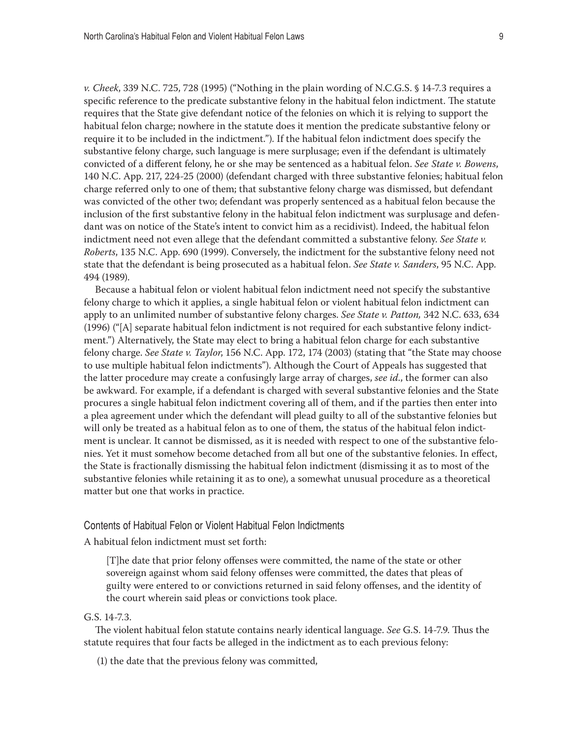*v. Cheek*, 339 N.C. 725, 728 (1995) ("Nothing in the plain wording of N.C.G.S. § 14-7.3 requires a specific reference to the predicate substantive felony in the habitual felon indictment. The statute requires that the State give defendant notice of the felonies on which it is relying to support the habitual felon charge; nowhere in the statute does it mention the predicate substantive felony or require it to be included in the indictment."). If the habitual felon indictment does specify the substantive felony charge, such language is mere surplusage; even if the defendant is ultimately convicted of a different felony, he or she may be sentenced as a habitual felon. *See State v. Bowens*, 140 N.C. App. 217, 224-25 (2000) (defendant charged with three substantive felonies; habitual felon charge referred only to one of them; that substantive felony charge was dismissed, but defendant was convicted of the other two; defendant was properly sentenced as a habitual felon because the inclusion of the first substantive felony in the habitual felon indictment was surplusage and defendant was on notice of the State's intent to convict him as a recidivist). Indeed, the habitual felon indictment need not even allege that the defendant committed a substantive felony. *See State v. Roberts*, 135 N.C. App. 690 (1999). Conversely, the indictment for the substantive felony need not state that the defendant is being prosecuted as a habitual felon. *See State v. Sanders*, 95 N.C. App. 494 (1989).

Because a habitual felon or violent habitual felon indictment need not specify the substantive felony charge to which it applies, a single habitual felon or violent habitual felon indictment can apply to an unlimited number of substantive felony charges. *See State v. Patton,* 342 N.C. 633, 634 (1996) ("[A] separate habitual felon indictment is not required for each substantive felony indictment.") Alternatively, the State may elect to bring a habitual felon charge for each substantive felony charge. *See State v. Taylor*, 156 N.C. App. 172, 174 (2003) (stating that "the State may choose to use multiple habitual felon indictments"). Although the Court of Appeals has suggested that the latter procedure may create a confusingly large array of charges, *see id.*, the former can also be awkward. For example, if a defendant is charged with several substantive felonies and the State procures a single habitual felon indictment covering all of them, and if the parties then enter into a plea agreement under which the defendant will plead guilty to all of the substantive felonies but will only be treated as a habitual felon as to one of them, the status of the habitual felon indictment is unclear. It cannot be dismissed, as it is needed with respect to one of the substantive felonies. Yet it must somehow become detached from all but one of the substantive felonies. In effect, the State is fractionally dismissing the habitual felon indictment (dismissing it as to most of the substantive felonies while retaining it as to one), a somewhat unusual procedure as a theoretical matter but one that works in practice.

### Contents of Habitual Felon or Violent Habitual Felon Indictments

A habitual felon indictment must set forth:

> [T]he date that prior felony offenses were committed, the name of the state or other sovereign against whom said felony offenses were committed, the dates that pleas of guilty were entered to or convictions returned in said felony offenses, and the identity of the court wherein said pleas or convictions took place.

G.S. 14-7.3.

The violent habitual felon statute contains nearly identical language. *See* G.S. 14-7.9. Thus the statute requires that four facts be alleged in the indictment as to each previous felony:

(1) the date that the previous felony was committed,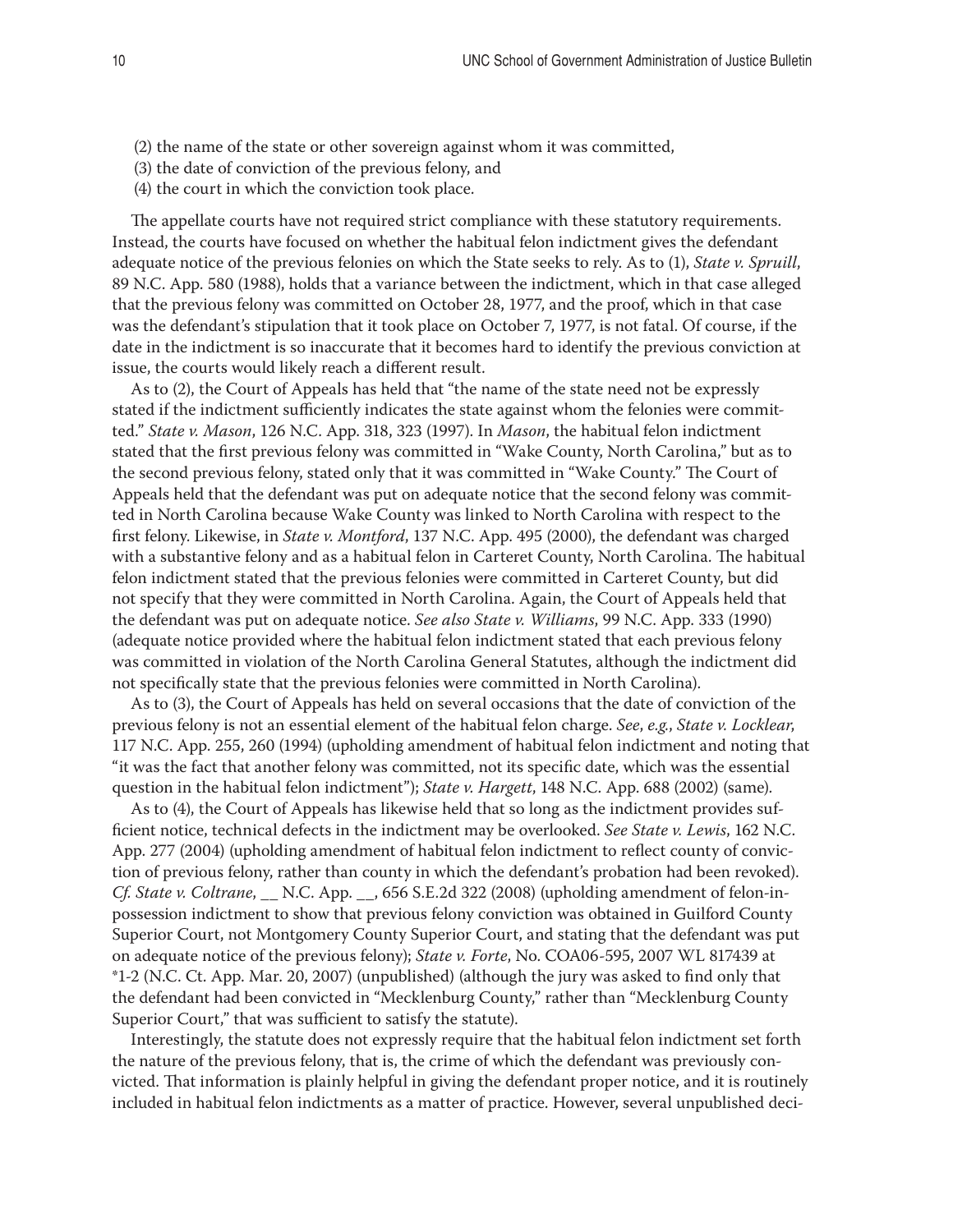(2) the name of the state or other sovereign against whom it was committed,
(3) the date of conviction of the previous felony, and
(4) the court in which the conviction took place.

The appellate courts have not required strict compliance with these statutory requirements. Instead, the courts have focused on whether the habitual felon indictment gives the defendant adequate notice of the previous felonies on which the State seeks to rely. As to (1), *State v. Spruill*, 89 N.C. App. 580 (1988), holds that a variance between the indictment, which in that case alleged that the previous felony was committed on October 28, 1977, and the proof, which in that case was the defendant's stipulation that it took place on October 7, 1977, is not fatal. Of course, if the date in the indictment is so inaccurate that it becomes hard to identify the previous conviction at issue, the courts would likely reach a different result.

As to (2), the Court of Appeals has held that "the name of the state need not be expressly stated if the indictment sufficiently indicates the state against whom the felonies were committed." *State v. Mason*, 126 N.C. App. 318, 323 (1997). In *Mason*, the habitual felon indictment stated that the first previous felony was committed in "Wake County, North Carolina," but as to the second previous felony, stated only that it was committed in "Wake County." The Court of Appeals held that the defendant was put on adequate notice that the second felony was committed in North Carolina because Wake County was linked to North Carolina with respect to the first felony. Likewise, in *State v. Montford*, 137 N.C. App. 495 (2000), the defendant was charged with a substantive felony and as a habitual felon in Carteret County, North Carolina. The habitual felon indictment stated that the previous felonies were committed in Carteret County, but did not specify that they were committed in North Carolina. Again, the Court of Appeals held that the defendant was put on adequate notice. *See also State v. Williams*, 99 N.C. App. 333 (1990) (adequate notice provided where the habitual felon indictment stated that each previous felony was committed in violation of the North Carolina General Statutes, although the indictment did not specifically state that the previous felonies were committed in North Carolina).

As to (3), the Court of Appeals has held on several occasions that the date of conviction of the previous felony is not an essential element of the habitual felon charge. *See, e.g.*, *State v. Locklear*, 117 N.C. App. 255, 260 (1994) (upholding amendment of habitual felon indictment and noting that "it was the fact that another felony was committed, not its specific date, which was the essential question in the habitual felon indictment"); *State v. Hargett*, 148 N.C. App. 688 (2002) (same).

As to (4), the Court of Appeals has likewise held that so long as the indictment provides sufficient notice, technical defects in the indictment may be overlooked. *See State v. Lewis*, 162 N.C. App. 277 (2004) (upholding amendment of habitual felon indictment to reflect county of conviction of previous felony, rather than county in which the defendant's probation had been revoked). *Cf. State v. Coltrane*, __ N.C. App. __, 656 S.E.2d 322 (2008) (upholding amendment of felon-in-possession indictment to show that previous felony conviction was obtained in Guilford County Superior Court, not Montgomery County Superior Court, and stating that the defendant was put on adequate notice of the previous felony); *State v. Forte*, No. COA06-595, 2007 WL 817439 at *1-2 (N.C. Ct. App. Mar. 20, 2007) (unpublished) (although the jury was asked to find only that the defendant had been convicted in "Mecklenburg County," rather than "Mecklenburg County Superior Court," that was sufficient to satisfy the statute).

Interestingly, the statute does not expressly require that the habitual felon indictment set forth the nature of the previous felony, that is, the crime of which the defendant was previously convicted. That information is plainly helpful in giving the defendant proper notice, and it is routinely included in habitual felon indictments as a matter of practice. However, several unpublished deci-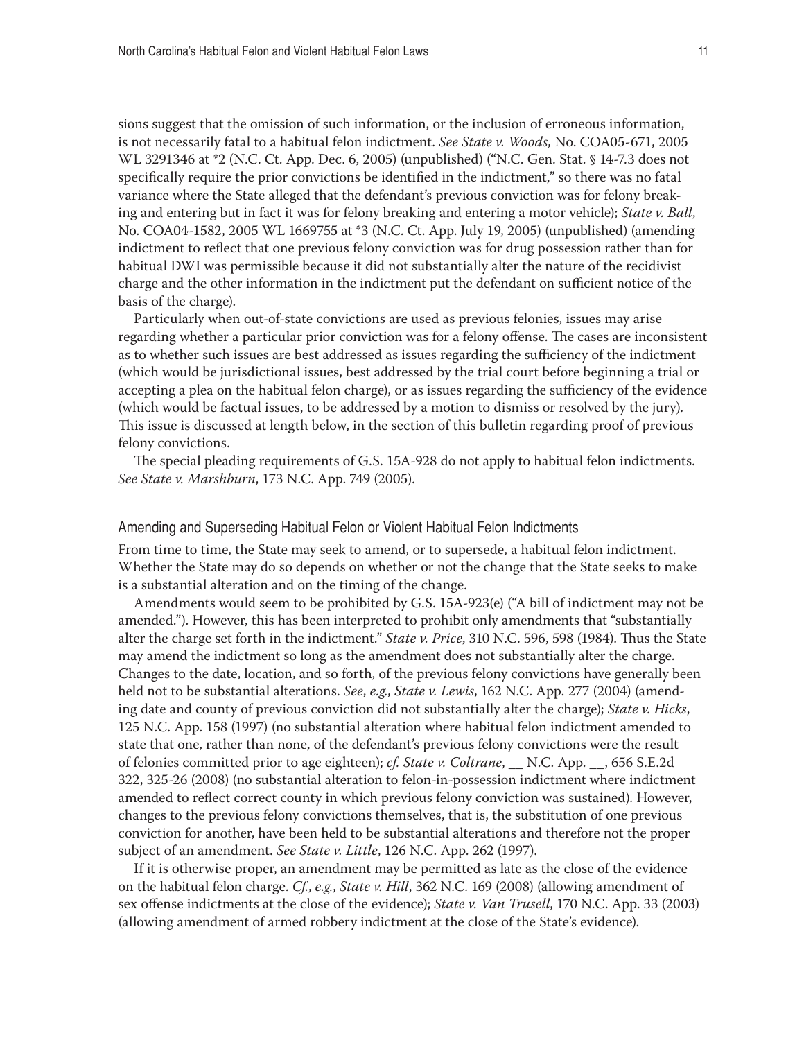sions suggest that the omission of such information, or the inclusion of erroneous information, is not necessarily fatal to a habitual felon indictment. *See State v. Woods,* No. COA05-671, 2005 WL 3291346 at *2 (N.C. Ct. App. Dec. 6, 2005) (unpublished) ("N.C. Gen. Stat. § 14-7.3 does not specifically require the prior convictions be identified in the indictment," so there was no fatal variance where the State alleged that the defendant's previous conviction was for felony breaking and entering but in fact it was for felony breaking and entering a motor vehicle); *State v. Ball*, No. COA04-1582, 2005 WL 1669755 at *3 (N.C. Ct. App. July 19, 2005) (unpublished) (amending indictment to reflect that one previous felony conviction was for drug possession rather than for habitual DWI was permissible because it did not substantially alter the nature of the recidivist charge and the other information in the indictment put the defendant on sufficient notice of the basis of the charge).

Particularly when out-of-state convictions are used as previous felonies, issues may arise regarding whether a particular prior conviction was for a felony offense. The cases are inconsistent as to whether such issues are best addressed as issues regarding the sufficiency of the indictment (which would be jurisdictional issues, best addressed by the trial court before beginning a trial or accepting a plea on the habitual felon charge), or as issues regarding the sufficiency of the evidence (which would be factual issues, to be addressed by a motion to dismiss or resolved by the jury). This issue is discussed at length below, in the section of this bulletin regarding proof of previous felony convictions.

The special pleading requirements of G.S. 15A-928 do not apply to habitual felon indictments. *See State v. Marshburn*, 173 N.C. App. 749 (2005).

### Amending and Superseding Habitual Felon or Violent Habitual Felon Indictments

From time to time, the State may seek to amend, or to supersede, a habitual felon indictment. Whether the State may do so depends on whether or not the change that the State seeks to make is a substantial alteration and on the timing of the change.

Amendments would seem to be prohibited by G.S. 15A-923(e) ("A bill of indictment may not be amended."). However, this has been interpreted to prohibit only amendments that "substantially alter the charge set forth in the indictment." *State v. Price*, 310 N.C. 596, 598 (1984). Thus the State may amend the indictment so long as the amendment does not substantially alter the charge. Changes to the date, location, and so forth, of the previous felony convictions have generally been held not to be substantial alterations. *See*, *e.g.*, *State v. Lewis*, 162 N.C. App. 277 (2004) (amending date and county of previous conviction did not substantially alter the charge); *State v. Hicks*, 125 N.C. App. 158 (1997) (no substantial alteration where habitual felon indictment amended to state that one, rather than none, of the defendant's previous felony convictions were the result of felonies committed prior to age eighteen); *cf. State v. Coltrane*, __ N.C. App. __, 656 S.E.2d 322, 325-26 (2008) (no substantial alteration to felon-in-possession indictment where indictment amended to reflect correct county in which previous felony conviction was sustained). However, changes to the previous felony convictions themselves, that is, the substitution of one previous conviction for another, have been held to be substantial alterations and therefore not the proper subject of an amendment. *See State v. Little*, 126 N.C. App. 262 (1997).

If it is otherwise proper, an amendment may be permitted as late as the close of the evidence on the habitual felon charge. *Cf.*, *e.g.*, *State v. Hill*, 362 N.C. 169 (2008) (allowing amendment of sex offense indictments at the close of the evidence); *State v. Van Trusell*, 170 N.C. App. 33 (2003) (allowing amendment of armed robbery indictment at the close of the State's evidence).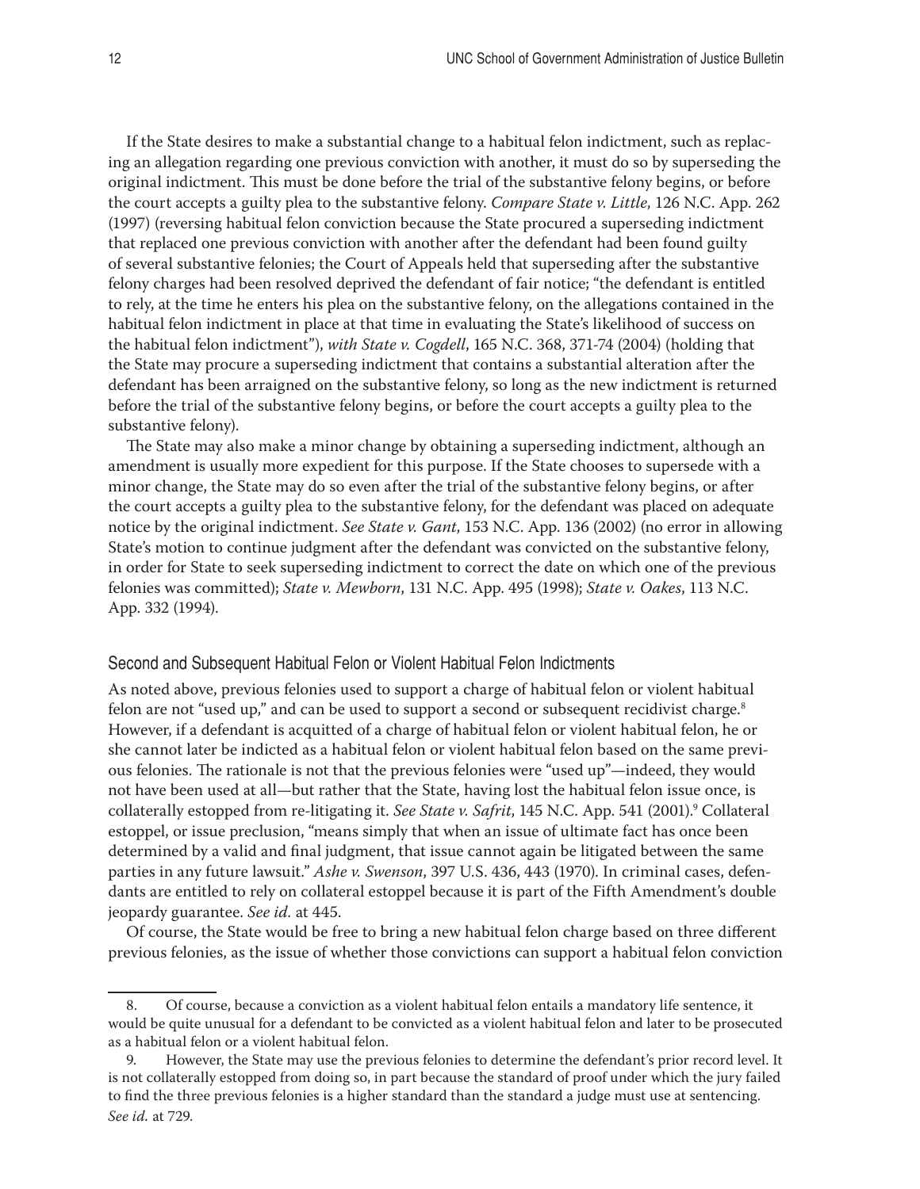If the State desires to make a substantial change to a habitual felon indictment, such as replacing an allegation regarding one previous conviction with another, it must do so by superseding the original indictment. This must be done before the trial of the substantive felony begins, or before the court accepts a guilty plea to the substantive felony. *Compare State v. Little*, 126 N.C. App. 262 (1997) (reversing habitual felon conviction because the State procured a superseding indictment that replaced one previous conviction with another after the defendant had been found guilty of several substantive felonies; the Court of Appeals held that superseding after the substantive felony charges had been resolved deprived the defendant of fair notice; "the defendant is entitled to rely, at the time he enters his plea on the substantive felony, on the allegations contained in the habitual felon indictment in place at that time in evaluating the State's likelihood of success on the habitual felon indictment"), *with State v. Cogdell*, 165 N.C. 368, 371-74 (2004) (holding that the State may procure a superseding indictment that contains a substantial alteration after the defendant has been arraigned on the substantive felony, so long as the new indictment is returned before the trial of the substantive felony begins, or before the court accepts a guilty plea to the substantive felony).

The State may also make a minor change by obtaining a superseding indictment, although an amendment is usually more expedient for this purpose. If the State chooses to supersede with a minor change, the State may do so even after the trial of the substantive felony begins, or after the court accepts a guilty plea to the substantive felony, for the defendant was placed on adequate notice by the original indictment. *See State v. Gant*, 153 N.C. App. 136 (2002) (no error in allowing State's motion to continue judgment after the defendant was convicted on the substantive felony, in order for State to seek superseding indictment to correct the date on which one of the previous felonies was committed); *State v. Mewborn*, 131 N.C. App. 495 (1998); *State v. Oakes*, 113 N.C. App. 332 (1994).

### Second and Subsequent Habitual Felon or Violent Habitual Felon Indictments

As noted above, previous felonies used to support a charge of habitual felon or violent habitual felon are not "used up," and can be used to support a second or subsequent recidivist charge.[8] However, if a defendant is acquitted of a charge of habitual felon or violent habitual felon, he or she cannot later be indicted as a habitual felon or violent habitual felon based on the same previous felonies. The rationale is not that the previous felonies were "used up"—indeed, they would not have been used at all—but rather that the State, having lost the habitual felon issue once, is collaterally estopped from re-litigating it. *See State v. Safrit*, 145 N.C. App. 541 (2001).[9] Collateral estoppel, or issue preclusion, "means simply that when an issue of ultimate fact has once been determined by a valid and final judgment, that issue cannot again be litigated between the same parties in any future lawsuit." *Ashe v. Swenson*, 397 U.S. 436, 443 (1970). In criminal cases, defendants are entitled to rely on collateral estoppel because it is part of the Fifth Amendment's double jeopardy guarantee. *See id.* at 445.

Of course, the State would be free to bring a new habitual felon charge based on three different previous felonies, as the issue of whether those convictions can support a habitual felon conviction

---

8. Of course, because a conviction as a violent habitual felon entails a mandatory life sentence, it would be quite unusual for a defendant to be convicted as a violent habitual felon and later to be prosecuted as a habitual felon or a violent habitual felon.

9. However, the State may use the previous felonies to determine the defendant's prior record level. It is not collaterally estopped from doing so, in part because the standard of proof under which the jury failed to find the three previous felonies is a higher standard than the standard a judge must use at sentencing. *See id.* at 729.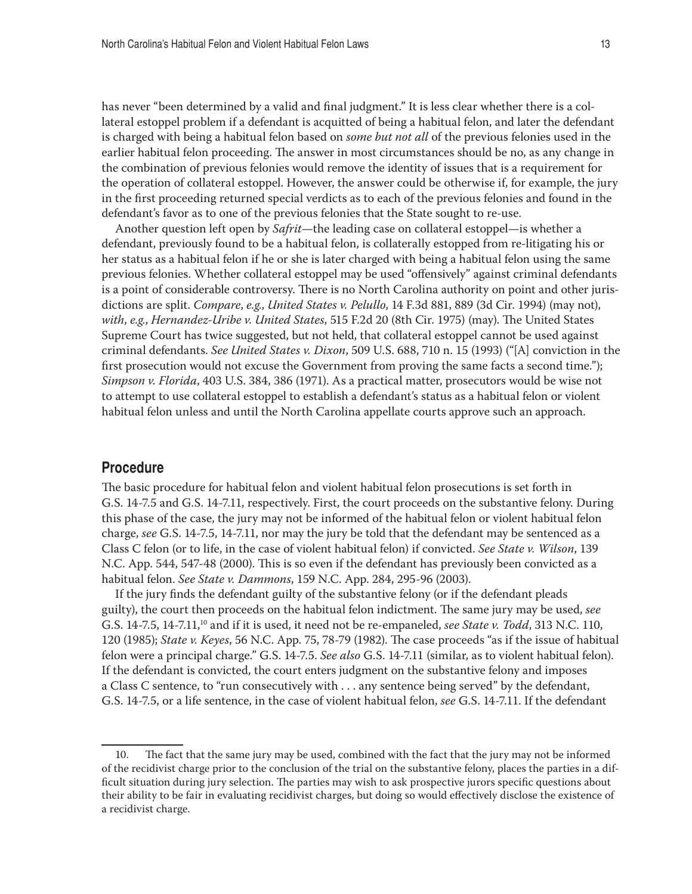has never "been determined by a valid and final judgment." It is less clear whether there is a collateral estoppel problem if a defendant is acquitted of being a habitual felon, and later the defendant is charged with being a habitual felon based on *some but not all* of the previous felonies used in the earlier habitual felon proceeding. The answer in most circumstances should be no, as any change in the combination of previous felonies would remove the identity of issues that is a requirement for the operation of collateral estoppel. However, the answer could be otherwise if, for example, the jury in the first proceeding returned special verdicts as to each of the previous felonies and found in the defendant's favor as to one of the previous felonies that the State sought to re-use.

Another question left open by *Safrit*—the leading case on collateral estoppel—is whether a defendant, previously found to be a habitual felon, is collaterally estopped from re-litigating his or her status as a habitual felon if he or she is later charged with being a habitual felon using the same previous felonies. Whether collateral estoppel may be used "offensively" against criminal defendants is a point of considerable controversy. There is no North Carolina authority on point and other jurisdictions are split. *Compare*, *e.g.*, *United States v. Pelullo*, 14 F.3d 881, 889 (3d Cir. 1994) (may not), *with*, *e.g.*, *Hernandez-Uribe v. United States*, 515 F.2d 20 (8th Cir. 1975) (may). The United States Supreme Court has twice suggested, but not held, that collateral estoppel cannot be used against criminal defendants. *See United States v. Dixon*, 509 U.S. 688, 710 n. 15 (1993) ("[A] conviction in the first prosecution would not excuse the Government from proving the same facts a second time."); *Simpson v. Florida*, 403 U.S. 384, 386 (1971). As a practical matter, prosecutors would be wise not to attempt to use collateral estoppel to establish a defendant's status as a habitual felon or violent habitual felon unless and until the North Carolina appellate courts approve such an approach.

## Procedure

The basic procedure for habitual felon and violent habitual felon prosecutions is set forth in G.S. 14-7.5 and G.S. 14-7.11, respectively. First, the court proceeds on the substantive felony. During this phase of the case, the jury may not be informed of the habitual felon or violent habitual felon charge, *see* G.S. 14-7.5, 14-7.11, nor may the jury be told that the defendant may be sentenced as a Class C felon (or to life, in the case of violent habitual felon) if convicted. *See State v. Wilson*, 139 N.C. App. 544, 547-48 (2000). This is so even if the defendant has previously been convicted as a habitual felon. *See State v. Dammons*, 159 N.C. App. 284, 295-96 (2003).

If the jury finds the defendant guilty of the substantive felony (or if the defendant pleads guilty), the court then proceeds on the habitual felon indictment. The same jury may be used, *see* G.S. 14-7.5, 14-7.11,[10] and if it is used, it need not be re-empaneled, *see State v. Todd*, 313 N.C. 110, 120 (1985); *State v. Keyes*, 56 N.C. App. 75, 78-79 (1982). The case proceeds "as if the issue of habitual felon were a principal charge." G.S. 14-7.5. *See also* G.S. 14-7.11 (similar, as to violent habitual felon). If the defendant is convicted, the court enters judgment on the substantive felony and imposes a Class C sentence, to "run consecutively with . . . any sentence being served" by the defendant, G.S. 14-7.5, or a life sentence, in the case of violent habitual felon, *see* G.S. 14-7.11. If the defendant

---

10. The fact that the same jury may be used, combined with the fact that the jury may not be informed of the recidivist charge prior to the conclusion of the trial on the substantive felony, places the parties in a difficult situation during jury selection. The parties may wish to ask prospective jurors specific questions about their ability to be fair in evaluating recidivist charges, but doing so would effectively disclose the existence of a recidivist charge.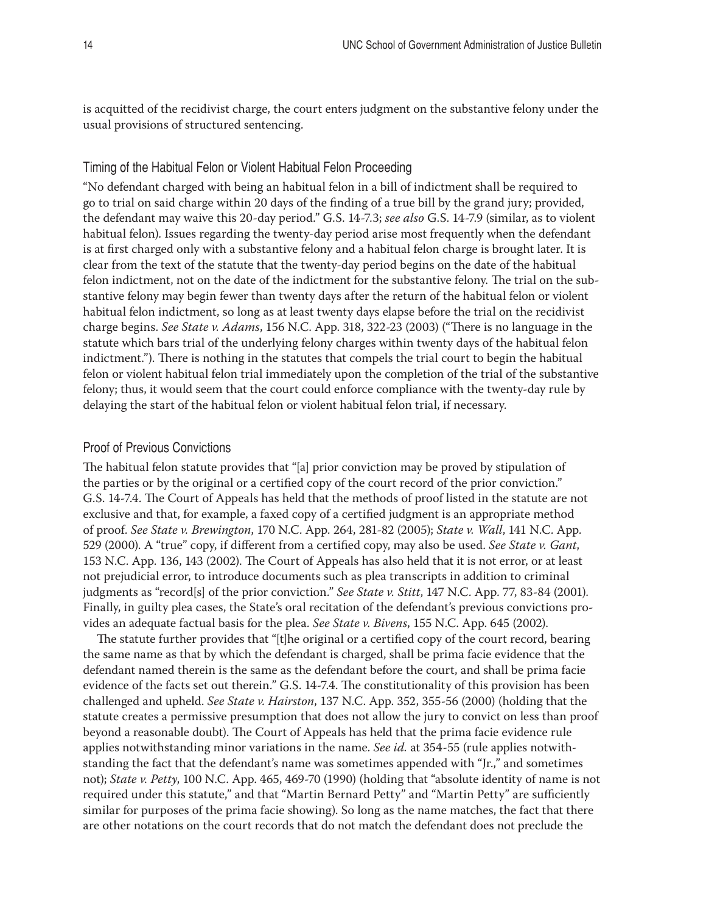is acquitted of the recidivist charge, the court enters judgment on the substantive felony under the usual provisions of structured sentencing.

### Timing of the Habitual Felon or Violent Habitual Felon Proceeding

"No defendant charged with being an habitual felon in a bill of indictment shall be required to go to trial on said charge within 20 days of the finding of a true bill by the grand jury; provided, the defendant may waive this 20-day period." G.S. 14-7.3; *see also* G.S. 14-7.9 (similar, as to violent habitual felon). Issues regarding the twenty-day period arise most frequently when the defendant is at first charged only with a substantive felony and a habitual felon charge is brought later. It is clear from the text of the statute that the twenty-day period begins on the date of the habitual felon indictment, not on the date of the indictment for the substantive felony. The trial on the substantive felony may begin fewer than twenty days after the return of the habitual felon or violent habitual felon indictment, so long as at least twenty days elapse before the trial on the recidivist charge begins. *See State v. Adams*, 156 N.C. App. 318, 322-23 (2003) ("There is no language in the statute which bars trial of the underlying felony charges within twenty days of the habitual felon indictment."). There is nothing in the statutes that compels the trial court to begin the habitual felon or violent habitual felon trial immediately upon the completion of the trial of the substantive felony; thus, it would seem that the court could enforce compliance with the twenty-day rule by delaying the start of the habitual felon or violent habitual felon trial, if necessary.

### Proof of Previous Convictions

The habitual felon statute provides that "[a] prior conviction may be proved by stipulation of the parties or by the original or a certified copy of the court record of the prior conviction." G.S. 14-7.4. The Court of Appeals has held that the methods of proof listed in the statute are not exclusive and that, for example, a faxed copy of a certified judgment is an appropriate method of proof. *See State v. Brewington*, 170 N.C. App. 264, 281-82 (2005); *State v. Wall*, 141 N.C. App. 529 (2000). A "true" copy, if different from a certified copy, may also be used. *See State v. Gant*, 153 N.C. App. 136, 143 (2002). The Court of Appeals has also held that it is not error, or at least not prejudicial error, to introduce documents such as plea transcripts in addition to criminal judgments as "record[s] of the prior conviction." *See State v. Stitt*, 147 N.C. App. 77, 83-84 (2001). Finally, in guilty plea cases, the State's oral recitation of the defendant's previous convictions provides an adequate factual basis for the plea. *See State v. Bivens*, 155 N.C. App. 645 (2002).

The statute further provides that "[t]he original or a certified copy of the court record, bearing the same name as that by which the defendant is charged, shall be prima facie evidence that the defendant named therein is the same as the defendant before the court, and shall be prima facie evidence of the facts set out therein." G.S. 14-7.4. The constitutionality of this provision has been challenged and upheld. *See State v. Hairston*, 137 N.C. App. 352, 355-56 (2000) (holding that the statute creates a permissive presumption that does not allow the jury to convict on less than proof beyond a reasonable doubt). The Court of Appeals has held that the prima facie evidence rule applies notwithstanding minor variations in the name. *See id.* at 354-55 (rule applies notwithstanding the fact that the defendant's name was sometimes appended with "Jr.," and sometimes not); *State v. Petty*, 100 N.C. App. 465, 469-70 (1990) (holding that "absolute identity of name is not required under this statute," and that "Martin Bernard Petty" and "Martin Petty" are sufficiently similar for purposes of the prima facie showing). So long as the name matches, the fact that there are other notations on the court records that do not match the defendant does not preclude the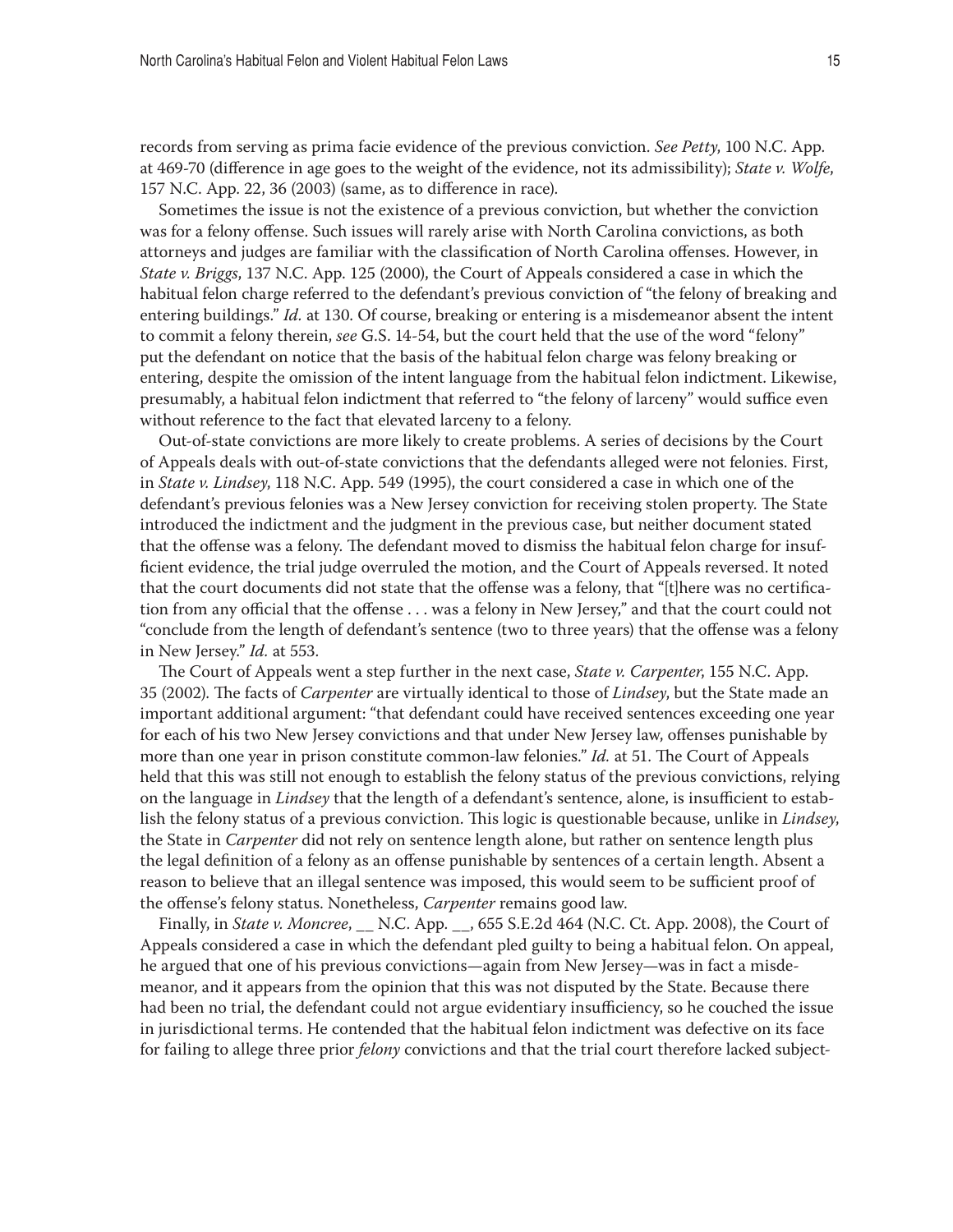records from serving as prima facie evidence of the previous conviction. *See Petty*, 100 N.C. App. at 469-70 (difference in age goes to the weight of the evidence, not its admissibility); *State v. Wolfe*, 157 N.C. App. 22, 36 (2003) (same, as to difference in race).

Sometimes the issue is not the existence of a previous conviction, but whether the conviction was for a felony offense. Such issues will rarely arise with North Carolina convictions, as both attorneys and judges are familiar with the classification of North Carolina offenses. However, in *State v. Briggs*, 137 N.C. App. 125 (2000), the Court of Appeals considered a case in which the habitual felon charge referred to the defendant's previous conviction of "the felony of breaking and entering buildings." *Id.* at 130. Of course, breaking or entering is a misdemeanor absent the intent to commit a felony therein, *see* G.S. 14-54, but the court held that the use of the word "felony" put the defendant on notice that the basis of the habitual felon charge was felony breaking or entering, despite the omission of the intent language from the habitual felon indictment. Likewise, presumably, a habitual felon indictment that referred to "the felony of larceny" would suffice even without reference to the fact that elevated larceny to a felony.

Out-of-state convictions are more likely to create problems. A series of decisions by the Court of Appeals deals with out-of-state convictions that the defendants alleged were not felonies. First, in *State v. Lindsey*, 118 N.C. App. 549 (1995), the court considered a case in which one of the defendant's previous felonies was a New Jersey conviction for receiving stolen property. The State introduced the indictment and the judgment in the previous case, but neither document stated that the offense was a felony. The defendant moved to dismiss the habitual felon charge for insufficient evidence, the trial judge overruled the motion, and the Court of Appeals reversed. It noted that the court documents did not state that the offense was a felony, that "[t]here was no certification from any official that the offense . . . was a felony in New Jersey," and that the court could not "conclude from the length of defendant's sentence (two to three years) that the offense was a felony in New Jersey." *Id.* at 553.

The Court of Appeals went a step further in the next case, *State v. Carpenter*, 155 N.C. App. 35 (2002). The facts of *Carpenter* are virtually identical to those of *Lindsey*, but the State made an important additional argument: "that defendant could have received sentences exceeding one year for each of his two New Jersey convictions and that under New Jersey law, offenses punishable by more than one year in prison constitute common-law felonies." *Id.* at 51. The Court of Appeals held that this was still not enough to establish the felony status of the previous convictions, relying on the language in *Lindsey* that the length of a defendant's sentence, alone, is insufficient to establish the felony status of a previous conviction. This logic is questionable because, unlike in *Lindsey*, the State in *Carpenter* did not rely on sentence length alone, but rather on sentence length plus the legal definition of a felony as an offense punishable by sentences of a certain length. Absent a reason to believe that an illegal sentence was imposed, this would seem to be sufficient proof of the offense's felony status. Nonetheless, *Carpenter* remains good law.

Finally, in *State v. Moncree*, __ N.C. App. __, 655 S.E.2d 464 (N.C. Ct. App. 2008), the Court of Appeals considered a case in which the defendant pled guilty to being a habitual felon. On appeal, he argued that one of his previous convictions—again from New Jersey—was in fact a misdemeanor, and it appears from the opinion that this was not disputed by the State. Because there had been no trial, the defendant could not argue evidentiary insufficiency, so he couched the issue in jurisdictional terms. He contended that the habitual felon indictment was defective on its face for failing to allege three prior *felony* convictions and that the trial court therefore lacked subject-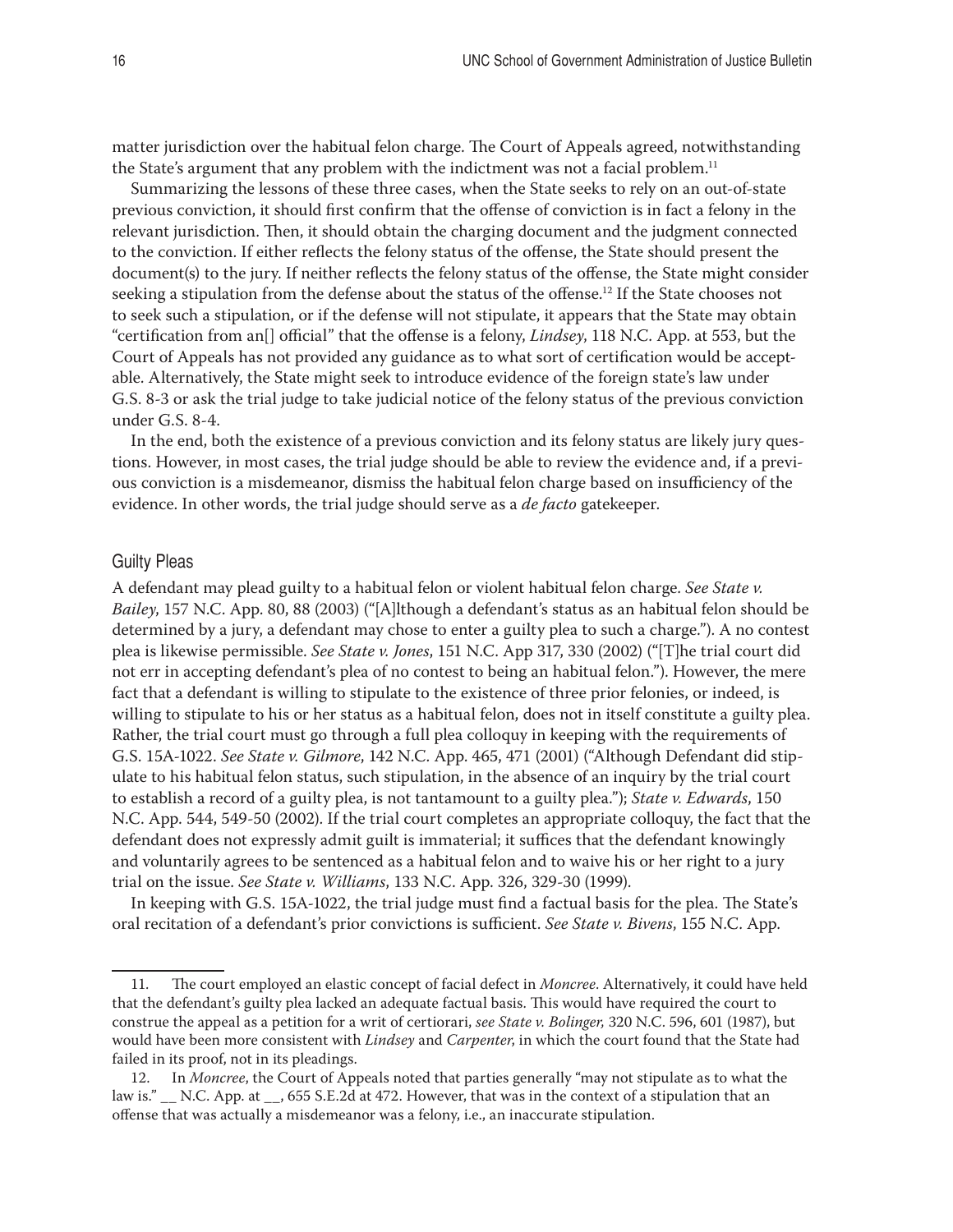matter jurisdiction over the habitual felon charge. The Court of Appeals agreed, notwithstanding the State's argument that any problem with the indictment was not a facial problem.[11]

Summarizing the lessons of these three cases, when the State seeks to rely on an out-of-state previous conviction, it should first confirm that the offense of conviction is in fact a felony in the relevant jurisdiction. Then, it should obtain the charging document and the judgment connected to the conviction. If either reflects the felony status of the offense, the State should present the document(s) to the jury. If neither reflects the felony status of the offense, the State might consider seeking a stipulation from the defense about the status of the offense.[12] If the State chooses not to seek such a stipulation, or if the defense will not stipulate, it appears that the State may obtain "certification from an[] official" that the offense is a felony, *Lindsey*, 118 N.C. App. at 553, but the Court of Appeals has not provided any guidance as to what sort of certification would be acceptable. Alternatively, the State might seek to introduce evidence of the foreign state's law under G.S. 8-3 or ask the trial judge to take judicial notice of the felony status of the previous conviction under G.S. 8-4.

In the end, both the existence of a previous conviction and its felony status are likely jury questions. However, in most cases, the trial judge should be able to review the evidence and, if a previous conviction is a misdemeanor, dismiss the habitual felon charge based on insufficiency of the evidence. In other words, the trial judge should serve as a *de facto* gatekeeper.

## Guilty Pleas

A defendant may plead guilty to a habitual felon or violent habitual felon charge. *See State v. Bailey*, 157 N.C. App. 80, 88 (2003) ("[A]lthough a defendant's status as an habitual felon should be determined by a jury, a defendant may chose to enter a guilty plea to such a charge."). A no contest plea is likewise permissible. *See State v. Jones*, 151 N.C. App 317, 330 (2002) ("[T]he trial court did not err in accepting defendant's plea of no contest to being an habitual felon."). However, the mere fact that a defendant is willing to stipulate to the existence of three prior felonies, or indeed, is willing to stipulate to his or her status as a habitual felon, does not in itself constitute a guilty plea. Rather, the trial court must go through a full plea colloquy in keeping with the requirements of G.S. 15A-1022. *See State v. Gilmore*, 142 N.C. App. 465, 471 (2001) ("Although Defendant did stipulate to his habitual felon status, such stipulation, in the absence of an inquiry by the trial court to establish a record of a guilty plea, is not tantamount to a guilty plea."); *State v. Edwards*, 150 N.C. App. 544, 549-50 (2002). If the trial court completes an appropriate colloquy, the fact that the defendant does not expressly admit guilt is immaterial; it suffices that the defendant knowingly and voluntarily agrees to be sentenced as a habitual felon and to waive his or her right to a jury trial on the issue. *See State v. Williams*, 133 N.C. App. 326, 329-30 (1999).

In keeping with G.S. 15A-1022, the trial judge must find a factual basis for the plea. The State's oral recitation of a defendant's prior convictions is sufficient. *See State v. Bivens*, 155 N.C. App.

---

11. The court employed an elastic concept of facial defect in *Moncree*. Alternatively, it could have held that the defendant's guilty plea lacked an adequate factual basis. This would have required the court to construe the appeal as a petition for a writ of certiorari, *see State v. Bolinger,* 320 N.C. 596, 601 (1987), but would have been more consistent with *Lindsey* and *Carpenter*, in which the court found that the State had failed in its proof, not in its pleadings.

12. In *Moncree*, the Court of Appeals noted that parties generally "may not stipulate as to what the law is." __ N.C. App. at __, 655 S.E.2d at 472. However, that was in the context of a stipulation that an offense that was actually a misdemeanor was a felony, i.e., an inaccurate stipulation.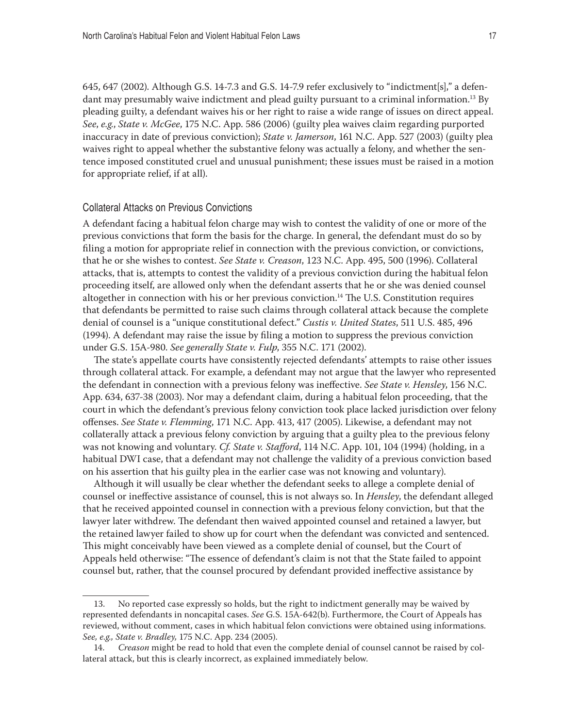645, 647 (2002). Although G.S. 14-7.3 and G.S. 14-7.9 refer exclusively to "indictment[s]," a defendant may presumably waive indictment and plead guilty pursuant to a criminal information.[13] By pleading guilty, a defendant waives his or her right to raise a wide range of issues on direct appeal. *See*, *e.g.*, *State v. McGee*, 175 N.C. App. 586 (2006) (guilty plea waives claim regarding purported inaccuracy in date of previous conviction); *State v. Jamerson*, 161 N.C. App. 527 (2003) (guilty plea waives right to appeal whether the substantive felony was actually a felony, and whether the sentence imposed constituted cruel and unusual punishment; these issues must be raised in a motion for appropriate relief, if at all).

### Collateral Attacks on Previous Convictions

A defendant facing a habitual felon charge may wish to contest the validity of one or more of the previous convictions that form the basis for the charge. In general, the defendant must do so by filing a motion for appropriate relief in connection with the previous conviction, or convictions, that he or she wishes to contest. *See State v. Creason*, 123 N.C. App. 495, 500 (1996). Collateral attacks, that is, attempts to contest the validity of a previous conviction during the habitual felon proceeding itself, are allowed only when the defendant asserts that he or she was denied counsel altogether in connection with his or her previous conviction.[14] The U.S. Constitution requires that defendants be permitted to raise such claims through collateral attack because the complete denial of counsel is a "unique constitutional defect." *Custis v. United States*, 511 U.S. 485, 496 (1994). A defendant may raise the issue by filing a motion to suppress the previous conviction under G.S. 15A-980. *See generally State v. Fulp*, 355 N.C. 171 (2002).

The state's appellate courts have consistently rejected defendants' attempts to raise other issues through collateral attack. For example, a defendant may not argue that the lawyer who represented the defendant in connection with a previous felony was ineffective. *See State v. Hensley*, 156 N.C. App. 634, 637-38 (2003). Nor may a defendant claim, during a habitual felon proceeding, that the court in which the defendant's previous felony conviction took place lacked jurisdiction over felony offenses. *See State v. Flemming*, 171 N.C. App. 413, 417 (2005). Likewise, a defendant may not collaterally attack a previous felony conviction by arguing that a guilty plea to the previous felony was not knowing and voluntary. *Cf. State v. Stafford*, 114 N.C. App. 101, 104 (1994) (holding, in a habitual DWI case, that a defendant may not challenge the validity of a previous conviction based on his assertion that his guilty plea in the earlier case was not knowing and voluntary).

Although it will usually be clear whether the defendant seeks to allege a complete denial of counsel or ineffective assistance of counsel, this is not always so. In *Hensley*, the defendant alleged that he received appointed counsel in connection with a previous felony conviction, but that the lawyer later withdrew. The defendant then waived appointed counsel and retained a lawyer, but the retained lawyer failed to show up for court when the defendant was convicted and sentenced. This might conceivably have been viewed as a complete denial of counsel, but the Court of Appeals held otherwise: "The essence of defendant's claim is not that the State failed to appoint counsel but, rather, that the counsel procured by defendant provided ineffective assistance by

---

13. No reported case expressly so holds, but the right to indictment generally may be waived by represented defendants in noncapital cases. *See* G.S. 15A-642(b). Furthermore, the Court of Appeals has reviewed, without comment, cases in which habitual felon convictions were obtained using informations. *See, e.g., State v. Bradley,* 175 N.C. App. 234 (2005).

14. *Creason* might be read to hold that even the complete denial of counsel cannot be raised by collateral attack, but this is clearly incorrect, as explained immediately below.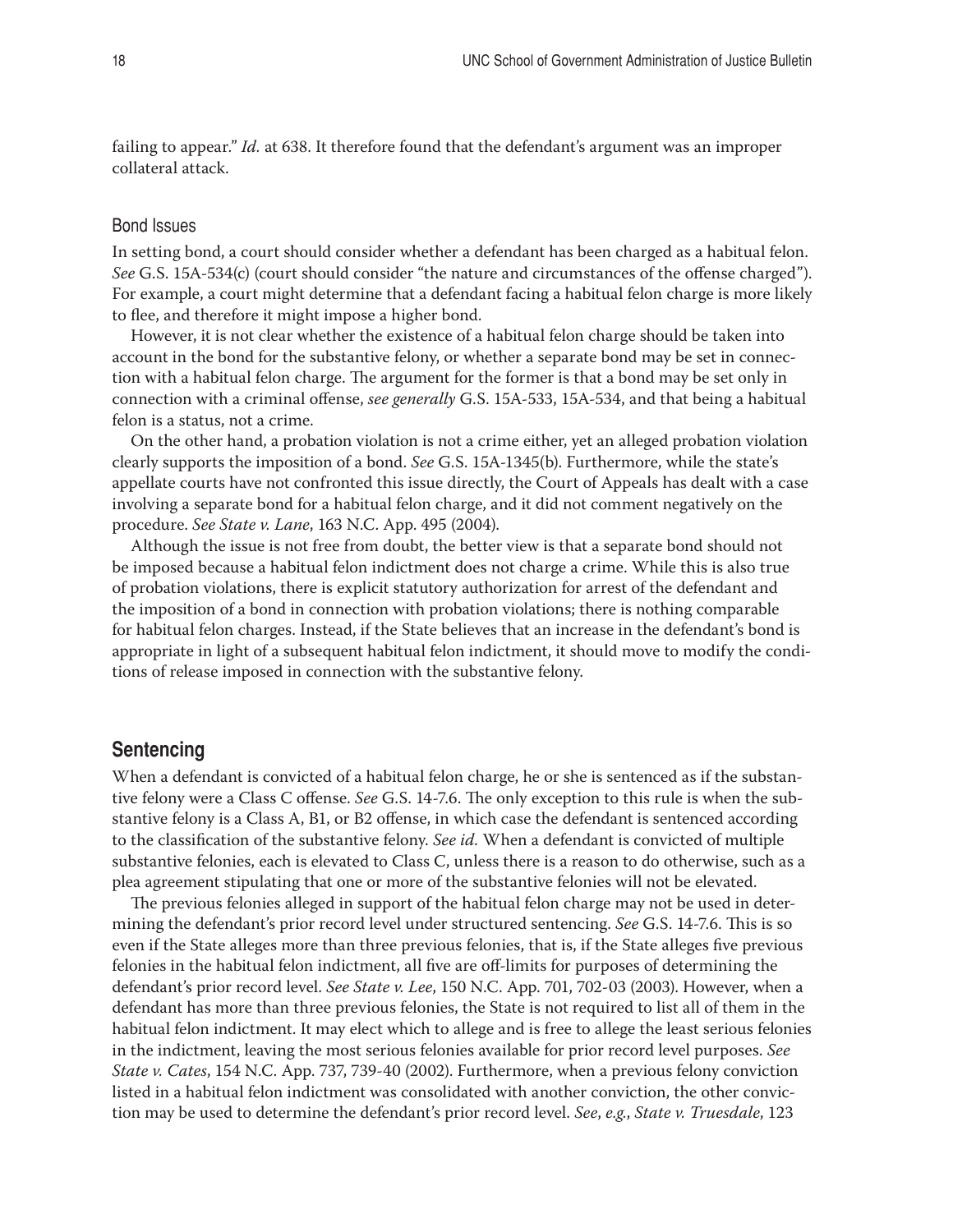failing to appear." *Id.* at 638. It therefore found that the defendant's argument was an improper collateral attack.

### Bond Issues

In setting bond, a court should consider whether a defendant has been charged as a habitual felon. *See* G.S. 15A-534(c) (court should consider "the nature and circumstances of the offense charged"). For example, a court might determine that a defendant facing a habitual felon charge is more likely to flee, and therefore it might impose a higher bond.

However, it is not clear whether the existence of a habitual felon charge should be taken into account in the bond for the substantive felony, or whether a separate bond may be set in connection with a habitual felon charge. The argument for the former is that a bond may be set only in connection with a criminal offense, *see generally* G.S. 15A-533, 15A-534, and that being a habitual felon is a status, not a crime.

On the other hand, a probation violation is not a crime either, yet an alleged probation violation clearly supports the imposition of a bond. *See* G.S. 15A-1345(b). Furthermore, while the state's appellate courts have not confronted this issue directly, the Court of Appeals has dealt with a case involving a separate bond for a habitual felon charge, and it did not comment negatively on the procedure. *See State v. Lane*, 163 N.C. App. 495 (2004).

Although the issue is not free from doubt, the better view is that a separate bond should not be imposed because a habitual felon indictment does not charge a crime. While this is also true of probation violations, there is explicit statutory authorization for arrest of the defendant and the imposition of a bond in connection with probation violations; there is nothing comparable for habitual felon charges. Instead, if the State believes that an increase in the defendant's bond is appropriate in light of a subsequent habitual felon indictment, it should move to modify the conditions of release imposed in connection with the substantive felony.

## Sentencing

When a defendant is convicted of a habitual felon charge, he or she is sentenced as if the substantive felony were a Class C offense. *See* G.S. 14-7.6. The only exception to this rule is when the substantive felony is a Class A, B1, or B2 offense, in which case the defendant is sentenced according to the classification of the substantive felony. *See id.* When a defendant is convicted of multiple substantive felonies, each is elevated to Class C, unless there is a reason to do otherwise, such as a plea agreement stipulating that one or more of the substantive felonies will not be elevated.

The previous felonies alleged in support of the habitual felon charge may not be used in determining the defendant's prior record level under structured sentencing. *See* G.S. 14-7.6. This is so even if the State alleges more than three previous felonies, that is, if the State alleges five previous felonies in the habitual felon indictment, all five are off-limits for purposes of determining the defendant's prior record level. *See State v. Lee*, 150 N.C. App. 701, 702-03 (2003). However, when a defendant has more than three previous felonies, the State is not required to list all of them in the habitual felon indictment. It may elect which to allege and is free to allege the least serious felonies in the indictment, leaving the most serious felonies available for prior record level purposes. *See State v. Cates*, 154 N.C. App. 737, 739-40 (2002). Furthermore, when a previous felony conviction listed in a habitual felon indictment was consolidated with another conviction, the other conviction may be used to determine the defendant's prior record level. *See, e.g., State v. Truesdale*, 123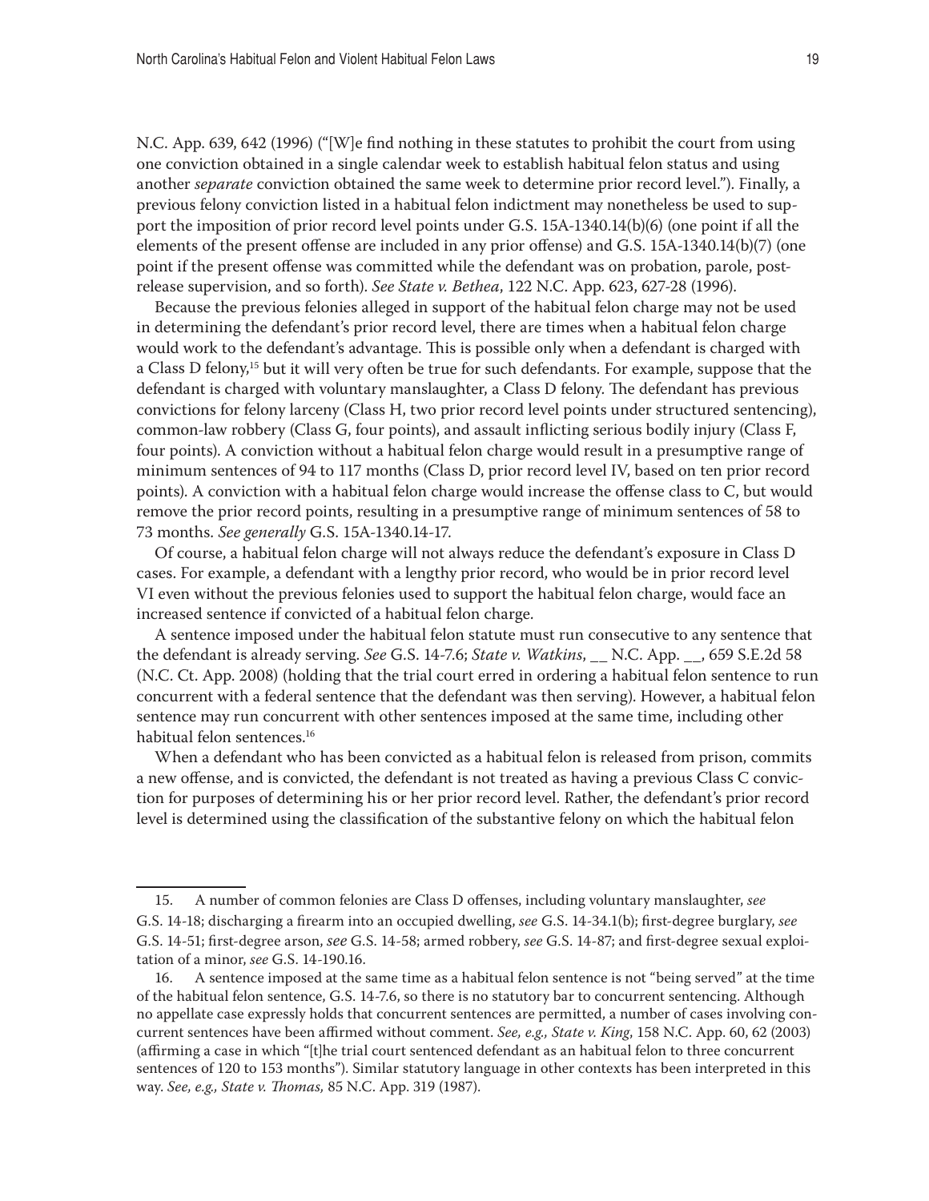N.C. App. 639, 642 (1996) ("[W]e find nothing in these statutes to prohibit the court from using one conviction obtained in a single calendar week to establish habitual felon status and using another *separate* conviction obtained the same week to determine prior record level."). Finally, a previous felony conviction listed in a habitual felon indictment may nonetheless be used to support the imposition of prior record level points under G.S. 15A-1340.14(b)(6) (one point if all the elements of the present offense are included in any prior offense) and G.S. 15A-1340.14(b)(7) (one point if the present offense was committed while the defendant was on probation, parole, post-release supervision, and so forth). *See State v. Bethea*, 122 N.C. App. 623, 627-28 (1996).

Because the previous felonies alleged in support of the habitual felon charge may not be used in determining the defendant's prior record level, there are times when a habitual felon charge would work to the defendant's advantage. This is possible only when a defendant is charged with a Class D felony,[15] but it will very often be true for such defendants. For example, suppose that the defendant is charged with voluntary manslaughter, a Class D felony. The defendant has previous convictions for felony larceny (Class H, two prior record level points under structured sentencing), common-law robbery (Class G, four points), and assault inflicting serious bodily injury (Class F, four points). A conviction without a habitual felon charge would result in a presumptive range of minimum sentences of 94 to 117 months (Class D, prior record level IV, based on ten prior record points). A conviction with a habitual felon charge would increase the offense class to C, but would remove the prior record points, resulting in a presumptive range of minimum sentences of 58 to 73 months. *See generally* G.S. 15A-1340.14-17.

Of course, a habitual felon charge will not always reduce the defendant's exposure in Class D cases. For example, a defendant with a lengthy prior record, who would be in prior record level VI even without the previous felonies used to support the habitual felon charge, would face an increased sentence if convicted of a habitual felon charge.

A sentence imposed under the habitual felon statute must run consecutive to any sentence that the defendant is already serving. *See* G.S. 14-7.6; *State v. Watkins*, __ N.C. App. __, 659 S.E.2d 58 (N.C. Ct. App. 2008) (holding that the trial court erred in ordering a habitual felon sentence to run concurrent with a federal sentence that the defendant was then serving). However, a habitual felon sentence may run concurrent with other sentences imposed at the same time, including other habitual felon sentences.[16]

When a defendant who has been convicted as a habitual felon is released from prison, commits a new offense, and is convicted, the defendant is not treated as having a previous Class C conviction for purposes of determining his or her prior record level. Rather, the defendant's prior record level is determined using the classification of the substantive felony on which the habitual felon

---

15. A number of common felonies are Class D offenses, including voluntary manslaughter, *see* G.S. 14-18; discharging a firearm into an occupied dwelling, *see* G.S. 14-34.1(b); first-degree burglary, *see* G.S. 14-51; first-degree arson, *see* G.S. 14-58; armed robbery, *see* G.S. 14-87; and first-degree sexual exploitation of a minor, *see* G.S. 14-190.16.

16. A sentence imposed at the same time as a habitual felon sentence is not "being served" at the time of the habitual felon sentence, G.S. 14-7.6, so there is no statutory bar to concurrent sentencing. Although no appellate case expressly holds that concurrent sentences are permitted, a number of cases involving concurrent sentences have been affirmed without comment. *See, e.g., State v. King*, 158 N.C. App. 60, 62 (2003) (affirming a case in which "[t]he trial court sentenced defendant as an habitual felon to three concurrent sentences of 120 to 153 months"). Similar statutory language in other contexts has been interpreted in this way. *See, e.g., State v. Thomas,* 85 N.C. App. 319 (1987).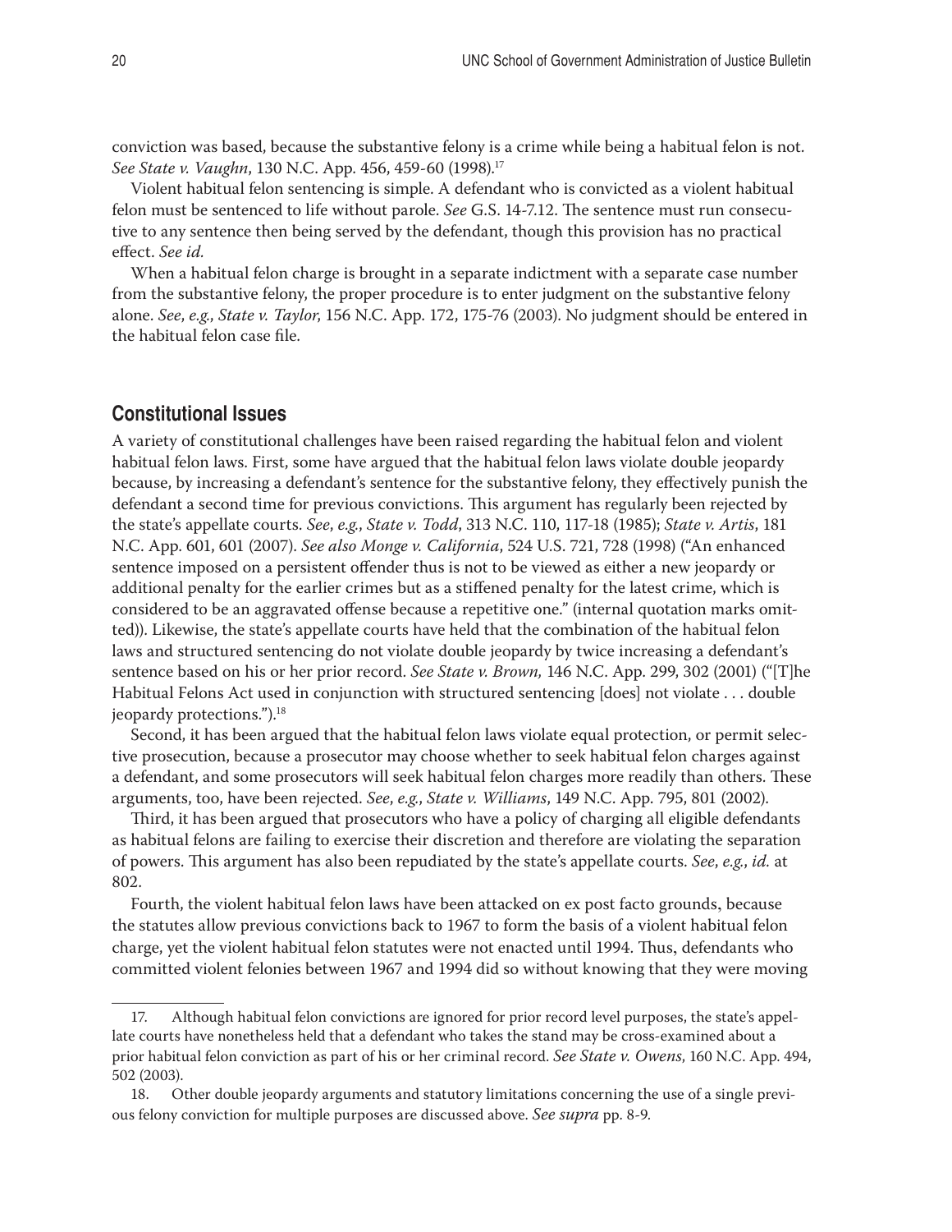conviction was based, because the substantive felony is a crime while being a habitual felon is not. *See State v. Vaughn*, 130 N.C. App. 456, 459-60 (1998).[17]

Violent habitual felon sentencing is simple. A defendant who is convicted as a violent habitual felon must be sentenced to life without parole. *See* G.S. 14-7.12. The sentence must run consecutive to any sentence then being served by the defendant, though this provision has no practical effect. *See id.*

When a habitual felon charge is brought in a separate indictment with a separate case number from the substantive felony, the proper procedure is to enter judgment on the substantive felony alone. *See, e.g.*, *State v. Taylor*, 156 N.C. App. 172, 175-76 (2003). No judgment should be entered in the habitual felon case file.

## Constitutional Issues

A variety of constitutional challenges have been raised regarding the habitual felon and violent habitual felon laws. First, some have argued that the habitual felon laws violate double jeopardy because, by increasing a defendant's sentence for the substantive felony, they effectively punish the defendant a second time for previous convictions. This argument has regularly been rejected by the state's appellate courts. *See, e.g.*, *State v. Todd*, 313 N.C. 110, 117-18 (1985); *State v. Artis*, 181 N.C. App. 601, 601 (2007). *See also Monge v. California*, 524 U.S. 721, 728 (1998) ("An enhanced sentence imposed on a persistent offender thus is not to be viewed as either a new jeopardy or additional penalty for the earlier crimes but as a stiffened penalty for the latest crime, which is considered to be an aggravated offense because a repetitive one." (internal quotation marks omitted)). Likewise, the state's appellate courts have held that the combination of the habitual felon laws and structured sentencing do not violate double jeopardy by twice increasing a defendant's sentence based on his or her prior record. *See State v. Brown,* 146 N.C. App. 299, 302 (2001) ("[T]he Habitual Felons Act used in conjunction with structured sentencing [does] not violate . . . double jeopardy protections.").[18]

Second, it has been argued that the habitual felon laws violate equal protection, or permit selective prosecution, because a prosecutor may choose whether to seek habitual felon charges against a defendant, and some prosecutors will seek habitual felon charges more readily than others. These arguments, too, have been rejected. *See, e.g.*, *State v. Williams*, 149 N.C. App. 795, 801 (2002).

Third, it has been argued that prosecutors who have a policy of charging all eligible defendants as habitual felons are failing to exercise their discretion and therefore are violating the separation of powers. This argument has also been repudiated by the state's appellate courts. *See, e.g.*, *id.* at 802.

Fourth, the violent habitual felon laws have been attacked on ex post facto grounds, because the statutes allow previous convictions back to 1967 to form the basis of a violent habitual felon charge, yet the violent habitual felon statutes were not enacted until 1994. Thus, defendants who committed violent felonies between 1967 and 1994 did so without knowing that they were moving

---

17. Although habitual felon convictions are ignored for prior record level purposes, the state's appellate courts have nonetheless held that a defendant who takes the stand may be cross-examined about a prior habitual felon conviction as part of his or her criminal record. *See State v. Owens*, 160 N.C. App. 494, 502 (2003).

18. Other double jeopardy arguments and statutory limitations concerning the use of a single previous felony conviction for multiple purposes are discussed above. *See supra* pp. 8-9.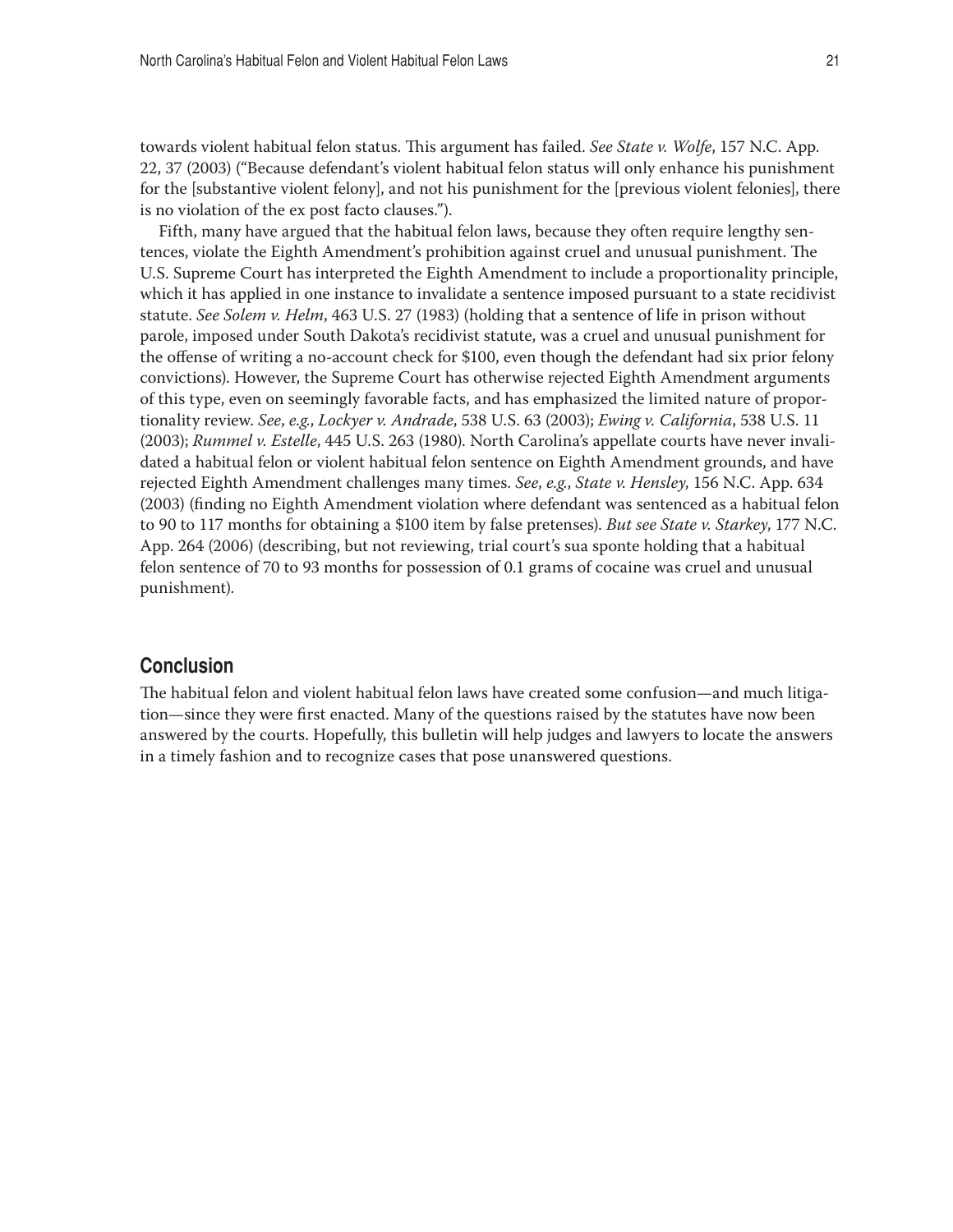towards violent habitual felon status. This argument has failed. *See State v. Wolfe*, 157 N.C. App. 22, 37 (2003) ("Because defendant's violent habitual felon status will only enhance his punishment for the [substantive violent felony], and not his punishment for the [previous violent felonies], there is no violation of the ex post facto clauses.").

Fifth, many have argued that the habitual felon laws, because they often require lengthy sentences, violate the Eighth Amendment's prohibition against cruel and unusual punishment. The U.S. Supreme Court has interpreted the Eighth Amendment to include a proportionality principle, which it has applied in one instance to invalidate a sentence imposed pursuant to a state recidivist statute. *See Solem v. Helm*, 463 U.S. 27 (1983) (holding that a sentence of life in prison without parole, imposed under South Dakota's recidivist statute, was a cruel and unusual punishment for the offense of writing a no-account check for $100, even though the defendant had six prior felony convictions). However, the Supreme Court has otherwise rejected Eighth Amendment arguments of this type, even on seemingly favorable facts, and has emphasized the limited nature of proportionality review. *See, e.g.*, *Lockyer v. Andrade*, 538 U.S. 63 (2003); *Ewing v. California*, 538 U.S. 11 (2003); *Rummel v. Estelle*, 445 U.S. 263 (1980). North Carolina's appellate courts have never invalidated a habitual felon or violent habitual felon sentence on Eighth Amendment grounds, and have rejected Eighth Amendment challenges many times. *See, e.g.*, *State v. Hensley*, 156 N.C. App. 634 (2003) (finding no Eighth Amendment violation where defendant was sentenced as a habitual felon to 90 to 117 months for obtaining a $100 item by false pretenses). *But see State v. Starkey*, 177 N.C. App. 264 (2006) (describing, but not reviewing, trial court's sua sponte holding that a habitual felon sentence of 70 to 93 months for possession of 0.1 grams of cocaine was cruel and unusual punishment).

## Conclusion

The habitual felon and violent habitual felon laws have created some confusion—and much litigation—since they were first enacted. Many of the questions raised by the statutes have now been answered by the courts. Hopefully, this bulletin will help judges and lawyers to locate the answers in a timely fashion and to recognize cases that pose unanswered questions.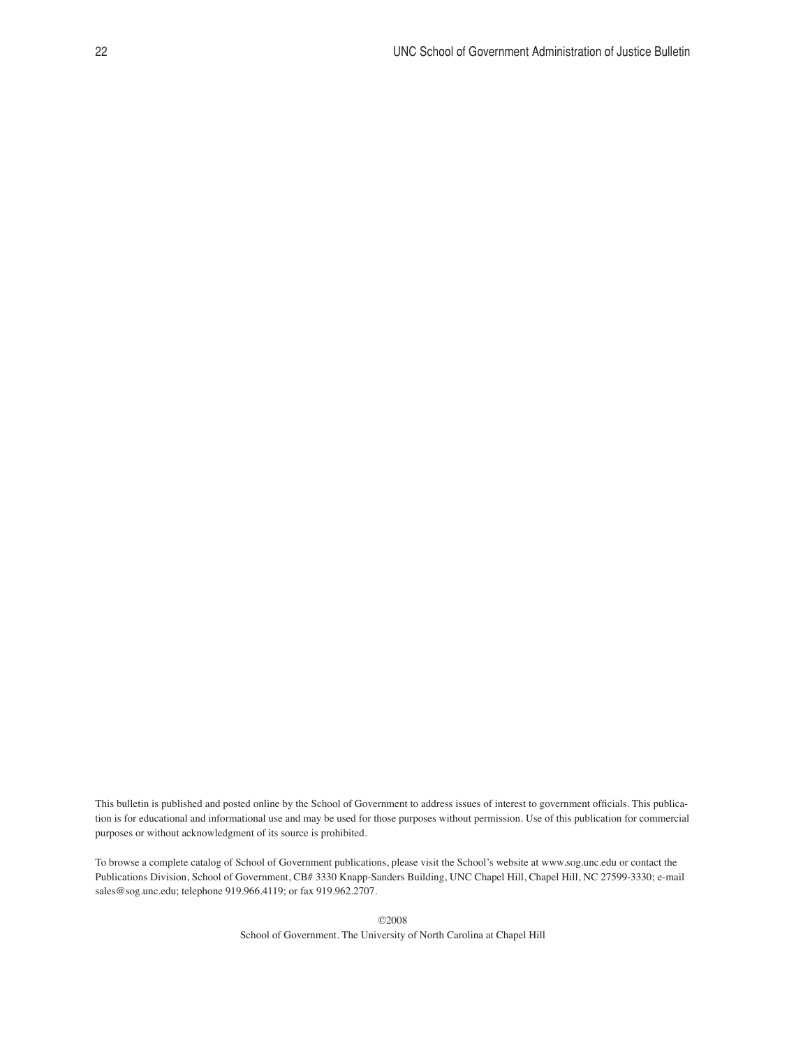This bulletin is published and posted online by the School of Government to address issues of interest to government officials. This publication is for educational and informational use and may be used for those purposes without permission. Use of this publication for commercial purposes or without acknowledgment of its source is prohibited.

To browse a complete catalog of School of Government publications, please visit the School's website at www.sog.unc.edu or contact the Publications Division, School of Government, CB# 3330 Knapp-Sanders Building, UNC Chapel Hill, Chapel Hill, NC 27599-3330; e-mail sales@sog.unc.edu; telephone 919.966.4119; or fax 919.962.2707.

©2008
School of Government. The University of North Carolina at Chapel Hill